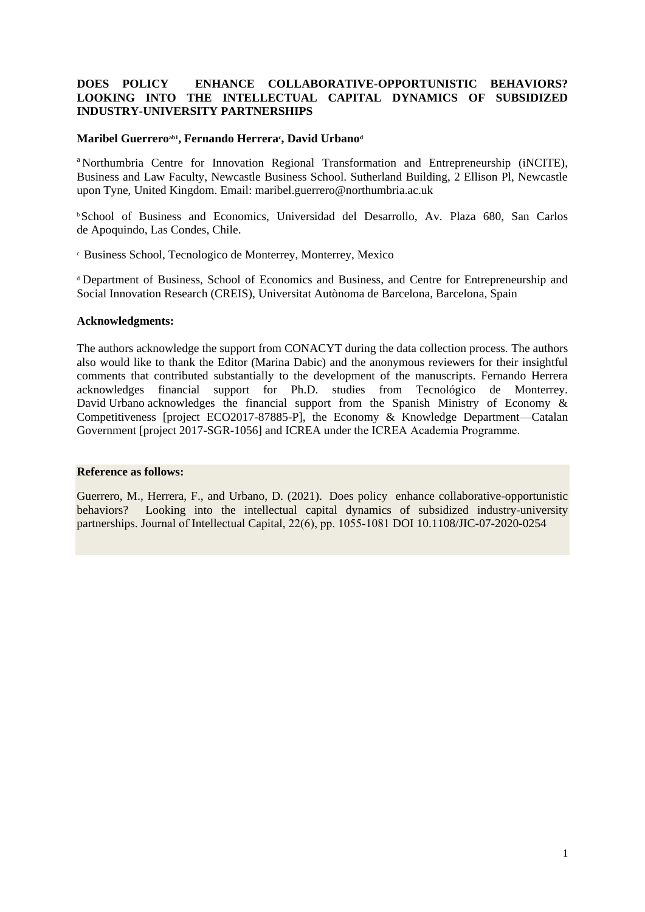**DOES POLICY ENHANCE COLLABORATIVE-OPPORTUNISTIC BEHAVIORS? LOOKING INTO THE INTELLECTUAL CAPITAL DYNAMICS OF SUBSIDIZED INDUSTRY-UNIVERSITY PARTNERSHIPS**

**Maribel Guerrero[ab1], Fernando Herrera[c], David Urbano[d]**

[a] Northumbria Centre for Innovation Regional Transformation and Entrepreneurship (iNCITE), Business and Law Faculty, Newcastle Business School. Sutherland Building, 2 Ellison Pl, Newcastle upon Tyne, United Kingdom. Email: maribel.guerrero@northumbria.ac.uk

[b] School of Business and Economics, Universidad del Desarrollo, Av. Plaza 680, San Carlos de Apoquindo, Las Condes, Chile.

[c] Business School, Tecnologico de Monterrey, Monterrey, Mexico

[d] Department of Business, School of Economics and Business, and Centre for Entrepreneurship and Social Innovation Research (CREIS), Universitat Autònoma de Barcelona, Barcelona, Spain

**Acknowledgments:**

The authors acknowledge the support from CONACYT during the data collection process. The authors also would like to thank the Editor (Marina Dabic) and the anonymous reviewers for their insightful comments that contributed substantially to the development of the manuscripts. Fernando Herrera acknowledges financial support for Ph.D. studies from Tecnológico de Monterrey. David Urbano acknowledges the financial support from the Spanish Ministry of Economy & Competitiveness [project ECO2017-87885-P], the Economy & Knowledge Department—Catalan Government [project 2017-SGR-1056] and ICREA under the ICREA Academia Programme.

**Reference as follows:**

Guerrero, M., Herrera, F., and Urbano, D. (2021). Does policy enhance collaborative-opportunistic behaviors? Looking into the intellectual capital dynamics of subsidized industry-university partnerships. Journal of Intellectual Capital, 22(6), pp. 1055-1081 DOI 10.1108/JIC-07-2020-0254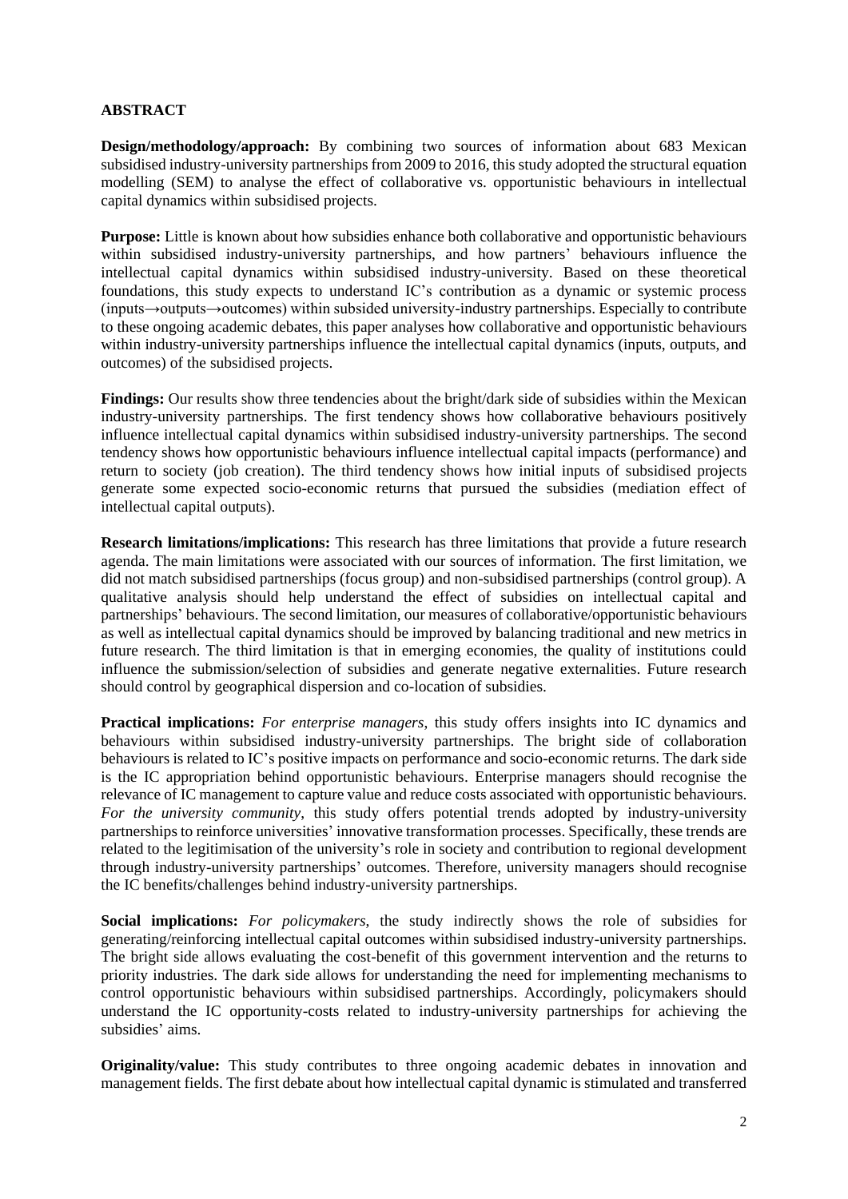## ABSTRACT

**Design/methodology/approach:** By combining two sources of information about 683 Mexican subsidised industry-university partnerships from 2009 to 2016, this study adopted the structural equation modelling (SEM) to analyse the effect of collaborative vs. opportunistic behaviours in intellectual capital dynamics within subsidised projects.

**Purpose:** Little is known about how subsidies enhance both collaborative and opportunistic behaviours within subsidised industry-university partnerships, and how partners' behaviours influence the intellectual capital dynamics within subsidised industry-university. Based on these theoretical foundations, this study expects to understand IC's contribution as a dynamic or systemic process (inputs→outputs→outcomes) within subsided university-industry partnerships. Especially to contribute to these ongoing academic debates, this paper analyses how collaborative and opportunistic behaviours within industry-university partnerships influence the intellectual capital dynamics (inputs, outputs, and outcomes) of the subsidised projects.

**Findings:** Our results show three tendencies about the bright/dark side of subsidies within the Mexican industry-university partnerships. The first tendency shows how collaborative behaviours positively influence intellectual capital dynamics within subsidised industry-university partnerships. The second tendency shows how opportunistic behaviours influence intellectual capital impacts (performance) and return to society (job creation). The third tendency shows how initial inputs of subsidised projects generate some expected socio-economic returns that pursued the subsidies (mediation effect of intellectual capital outputs).

**Research limitations/implications:** This research has three limitations that provide a future research agenda. The main limitations were associated with our sources of information. The first limitation, we did not match subsidised partnerships (focus group) and non-subsidised partnerships (control group). A qualitative analysis should help understand the effect of subsidies on intellectual capital and partnerships' behaviours. The second limitation, our measures of collaborative/opportunistic behaviours as well as intellectual capital dynamics should be improved by balancing traditional and new metrics in future research. The third limitation is that in emerging economies, the quality of institutions could influence the submission/selection of subsidies and generate negative externalities. Future research should control by geographical dispersion and co-location of subsidies.

**Practical implications:** *For enterprise managers*, this study offers insights into IC dynamics and behaviours within subsidised industry-university partnerships. The bright side of collaboration behaviours is related to IC's positive impacts on performance and socio-economic returns. The dark side is the IC appropriation behind opportunistic behaviours. Enterprise managers should recognise the relevance of IC management to capture value and reduce costs associated with opportunistic behaviours. *For the university community*, this study offers potential trends adopted by industry-university partnerships to reinforce universities' innovative transformation processes. Specifically, these trends are related to the legitimisation of the university's role in society and contribution to regional development through industry-university partnerships' outcomes. Therefore, university managers should recognise the IC benefits/challenges behind industry-university partnerships.

**Social implications:** *For policymakers*, the study indirectly shows the role of subsidies for generating/reinforcing intellectual capital outcomes within subsidised industry-university partnerships. The bright side allows evaluating the cost-benefit of this government intervention and the returns to priority industries. The dark side allows for understanding the need for implementing mechanisms to control opportunistic behaviours within subsidised partnerships. Accordingly, policymakers should understand the IC opportunity-costs related to industry-university partnerships for achieving the subsidies' aims.

**Originality/value:** This study contributes to three ongoing academic debates in innovation and management fields. The first debate about how intellectual capital dynamic is stimulated and transferred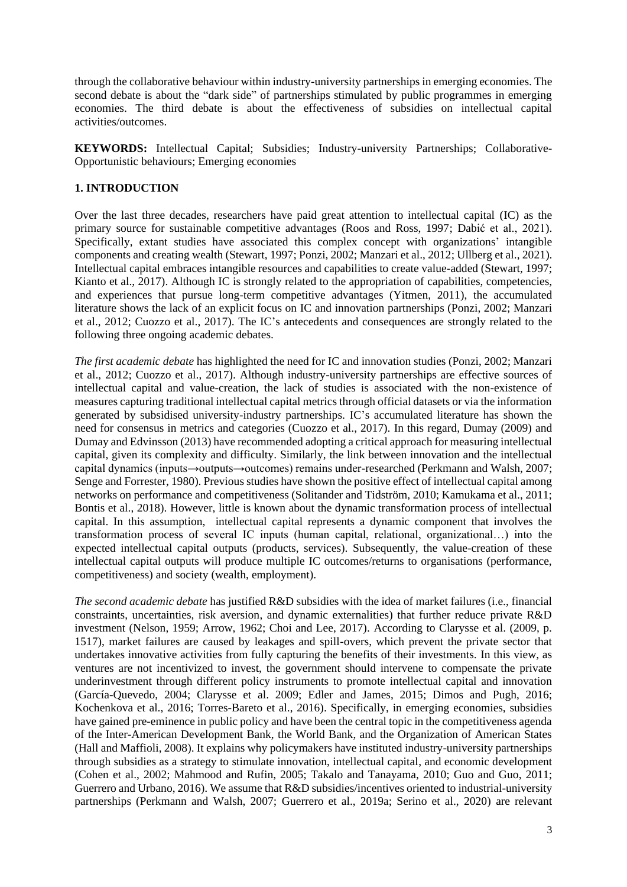through the collaborative behaviour within industry-university partnerships in emerging economies. The second debate is about the "dark side" of partnerships stimulated by public programmes in emerging economies. The third debate is about the effectiveness of subsidies on intellectual capital activities/outcomes.

**KEYWORDS:** Intellectual Capital; Subsidies; Industry-university Partnerships; Collaborative-Opportunistic behaviours; Emerging economies

## 1. INTRODUCTION

Over the last three decades, researchers have paid great attention to intellectual capital (IC) as the primary source for sustainable competitive advantages (Roos and Ross, 1997; Dabić et al., 2021). Specifically, extant studies have associated this complex concept with organizations' intangible components and creating wealth (Stewart, 1997; Ponzi, 2002; Manzari et al., 2012; Ullberg et al., 2021). Intellectual capital embraces intangible resources and capabilities to create value-added (Stewart, 1997; Kianto et al., 2017). Although IC is strongly related to the appropriation of capabilities, competencies, and experiences that pursue long-term competitive advantages (Yitmen, 2011), the accumulated literature shows the lack of an explicit focus on IC and innovation partnerships (Ponzi, 2002; Manzari et al., 2012; Cuozzo et al., 2017). The IC's antecedents and consequences are strongly related to the following three ongoing academic debates.

*The first academic debate* has highlighted the need for IC and innovation studies (Ponzi, 2002; Manzari et al., 2012; Cuozzo et al., 2017). Although industry-university partnerships are effective sources of intellectual capital and value-creation, the lack of studies is associated with the non-existence of measures capturing traditional intellectual capital metrics through official datasets or via the information generated by subsidised university-industry partnerships. IC's accumulated literature has shown the need for consensus in metrics and categories (Cuozzo et al., 2017). In this regard, Dumay (2009) and Dumay and Edvinsson (2013) have recommended adopting a critical approach for measuring intellectual capital, given its complexity and difficulty. Similarly, the link between innovation and the intellectual capital dynamics (inputs→outputs→outcomes) remains under-researched (Perkmann and Walsh, 2007; Senge and Forrester, 1980). Previous studies have shown the positive effect of intellectual capital among networks on performance and competitiveness (Solitander and Tidström, 2010; Kamukama et al., 2011; Bontis et al., 2018). However, little is known about the dynamic transformation process of intellectual capital. In this assumption, intellectual capital represents a dynamic component that involves the transformation process of several IC inputs (human capital, relational, organizational…) into the expected intellectual capital outputs (products, services). Subsequently, the value-creation of these intellectual capital outputs will produce multiple IC outcomes/returns to organisations (performance, competitiveness) and society (wealth, employment).

*The second academic debate* has justified R&D subsidies with the idea of market failures (i.e., financial constraints, uncertainties, risk aversion, and dynamic externalities) that further reduce private R&D investment (Nelson, 1959; Arrow, 1962; Choi and Lee, 2017). According to Clarysse et al. (2009, p. 1517), market failures are caused by leakages and spill-overs, which prevent the private sector that undertakes innovative activities from fully capturing the benefits of their investments. In this view, as ventures are not incentivized to invest, the government should intervene to compensate the private underinvestment through different policy instruments to promote intellectual capital and innovation (García-Quevedo, 2004; Clarysse et al. 2009; Edler and James, 2015; Dimos and Pugh, 2016; Kochenkova et al., 2016; Torres-Bareto et al., 2016). Specifically, in emerging economies, subsidies have gained pre-eminence in public policy and have been the central topic in the competitiveness agenda of the Inter-American Development Bank, the World Bank, and the Organization of American States (Hall and Maffioli, 2008). It explains why policymakers have instituted industry-university partnerships through subsidies as a strategy to stimulate innovation, intellectual capital, and economic development (Cohen et al., 2002; Mahmood and Rufin, 2005; Takalo and Tanayama, 2010; Guo and Guo, 2011; Guerrero and Urbano, 2016). We assume that R&D subsidies/incentives oriented to industrial-university partnerships (Perkmann and Walsh, 2007; Guerrero et al., 2019a; Serino et al., 2020) are relevant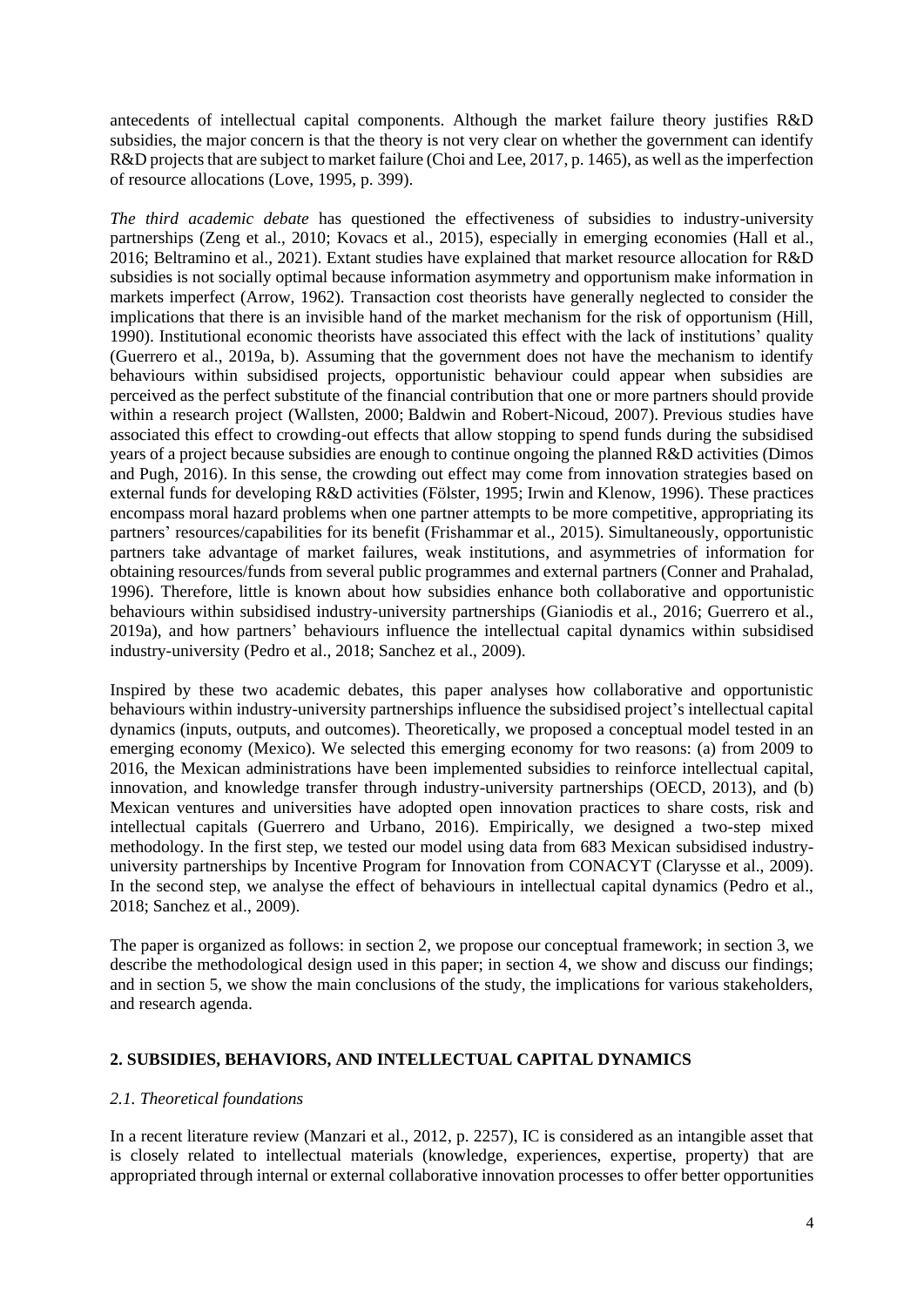antecedents of intellectual capital components. Although the market failure theory justifies R&D subsidies, the major concern is that the theory is not very clear on whether the government can identify R&D projects that are subject to market failure (Choi and Lee, 2017, p. 1465), as well as the imperfection of resource allocations (Love, 1995, p. 399).

*The third academic debate* has questioned the effectiveness of subsidies to industry-university partnerships (Zeng et al., 2010; Kovacs et al., 2015), especially in emerging economies (Hall et al., 2016; Beltramino et al., 2021). Extant studies have explained that market resource allocation for R&D subsidies is not socially optimal because information asymmetry and opportunism make information in markets imperfect (Arrow, 1962). Transaction cost theorists have generally neglected to consider the implications that there is an invisible hand of the market mechanism for the risk of opportunism (Hill, 1990). Institutional economic theorists have associated this effect with the lack of institutions' quality (Guerrero et al., 2019a, b). Assuming that the government does not have the mechanism to identify behaviours within subsidised projects, opportunistic behaviour could appear when subsidies are perceived as the perfect substitute of the financial contribution that one or more partners should provide within a research project (Wallsten, 2000; Baldwin and Robert-Nicoud, 2007). Previous studies have associated this effect to crowding-out effects that allow stopping to spend funds during the subsidised years of a project because subsidies are enough to continue ongoing the planned R&D activities (Dimos and Pugh, 2016). In this sense, the crowding out effect may come from innovation strategies based on external funds for developing R&D activities (Fölster, 1995; Irwin and Klenow, 1996). These practices encompass moral hazard problems when one partner attempts to be more competitive, appropriating its partners' resources/capabilities for its benefit (Frishammar et al., 2015). Simultaneously, opportunistic partners take advantage of market failures, weak institutions, and asymmetries of information for obtaining resources/funds from several public programmes and external partners (Conner and Prahalad, 1996). Therefore, little is known about how subsidies enhance both collaborative and opportunistic behaviours within subsidised industry-university partnerships (Gianiodis et al., 2016; Guerrero et al., 2019a), and how partners' behaviours influence the intellectual capital dynamics within subsidised industry-university (Pedro et al., 2018; Sanchez et al., 2009).

Inspired by these two academic debates, this paper analyses how collaborative and opportunistic behaviours within industry-university partnerships influence the subsidised project's intellectual capital dynamics (inputs, outputs, and outcomes). Theoretically, we proposed a conceptual model tested in an emerging economy (Mexico). We selected this emerging economy for two reasons: (a) from 2009 to 2016, the Mexican administrations have been implemented subsidies to reinforce intellectual capital, innovation, and knowledge transfer through industry-university partnerships (OECD, 2013), and (b) Mexican ventures and universities have adopted open innovation practices to share costs, risk and intellectual capitals (Guerrero and Urbano, 2016). Empirically, we designed a two-step mixed methodology. In the first step, we tested our model using data from 683 Mexican subsidised industry-university partnerships by Incentive Program for Innovation from CONACYT (Clarysse et al., 2009). In the second step, we analyse the effect of behaviours in intellectual capital dynamics (Pedro et al., 2018; Sanchez et al., 2009).

The paper is organized as follows: in section 2, we propose our conceptual framework; in section 3, we describe the methodological design used in this paper; in section 4, we show and discuss our findings; and in section 5, we show the main conclusions of the study, the implications for various stakeholders, and research agenda.

## 2. SUBSIDIES, BEHAVIORS, AND INTELLECTUAL CAPITAL DYNAMICS

### *2.1. Theoretical foundations*

In a recent literature review (Manzari et al., 2012, p. 2257), IC is considered as an intangible asset that is closely related to intellectual materials (knowledge, experiences, expertise, property) that are appropriated through internal or external collaborative innovation processes to offer better opportunities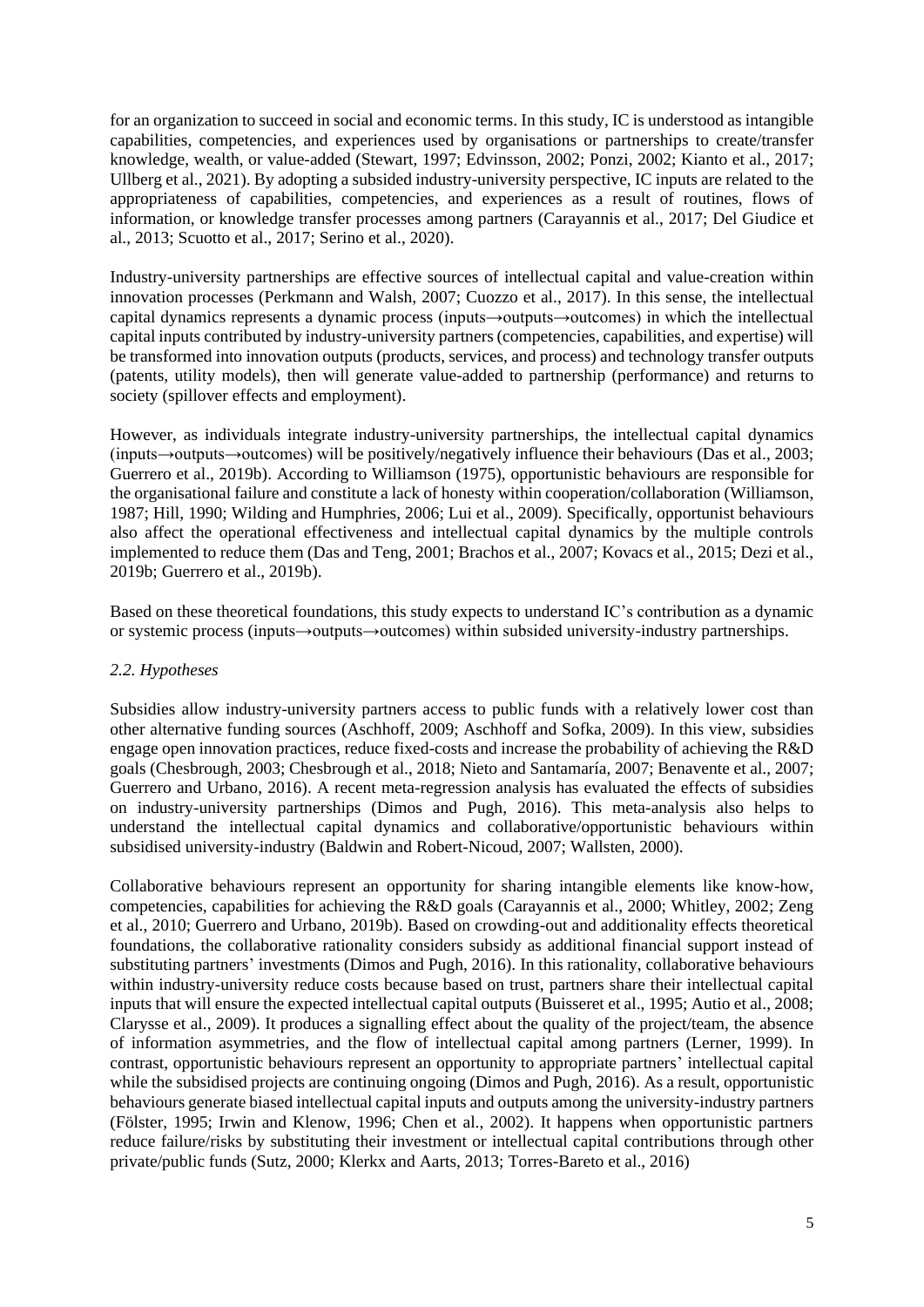for an organization to succeed in social and economic terms. In this study, IC is understood as intangible capabilities, competencies, and experiences used by organisations or partnerships to create/transfer knowledge, wealth, or value-added (Stewart, 1997; Edvinsson, 2002; Ponzi, 2002; Kianto et al., 2017; Ullberg et al., 2021). By adopting a subsided industry-university perspective, IC inputs are related to the appropriateness of capabilities, competencies, and experiences as a result of routines, flows of information, or knowledge transfer processes among partners (Carayannis et al., 2017; Del Giudice et al., 2013; Scuotto et al., 2017; Serino et al., 2020).

Industry-university partnerships are effective sources of intellectual capital and value-creation within innovation processes (Perkmann and Walsh, 2007; Cuozzo et al., 2017). In this sense, the intellectual capital dynamics represents a dynamic process (inputs→outputs→outcomes) in which the intellectual capital inputs contributed by industry-university partners (competencies, capabilities, and expertise) will be transformed into innovation outputs (products, services, and process) and technology transfer outputs (patents, utility models), then will generate value-added to partnership (performance) and returns to society (spillover effects and employment).

However, as individuals integrate industry-university partnerships, the intellectual capital dynamics (inputs→outputs→outcomes) will be positively/negatively influence their behaviours (Das et al., 2003; Guerrero et al., 2019b). According to Williamson (1975), opportunistic behaviours are responsible for the organisational failure and constitute a lack of honesty within cooperation/collaboration (Williamson, 1987; Hill, 1990; Wilding and Humphries, 2006; Lui et al., 2009). Specifically, opportunist behaviours also affect the operational effectiveness and intellectual capital dynamics by the multiple controls implemented to reduce them (Das and Teng, 2001; Brachos et al., 2007; Kovacs et al., 2015; Dezi et al., 2019b; Guerrero et al., 2019b).

Based on these theoretical foundations, this study expects to understand IC's contribution as a dynamic or systemic process (inputs→outputs→outcomes) within subsided university-industry partnerships.

### *2.2. Hypotheses*

Subsidies allow industry-university partners access to public funds with a relatively lower cost than other alternative funding sources (Aschhoff, 2009; Aschhoff and Sofka, 2009). In this view, subsidies engage open innovation practices, reduce fixed-costs and increase the probability of achieving the R&D goals (Chesbrough, 2003; Chesbrough et al., 2018; Nieto and Santamaría, 2007; Benavente et al., 2007; Guerrero and Urbano, 2016). A recent meta-regression analysis has evaluated the effects of subsidies on industry-university partnerships (Dimos and Pugh, 2016). This meta-analysis also helps to understand the intellectual capital dynamics and collaborative/opportunistic behaviours within subsidised university-industry (Baldwin and Robert-Nicoud, 2007; Wallsten, 2000).

Collaborative behaviours represent an opportunity for sharing intangible elements like know-how, competencies, capabilities for achieving the R&D goals (Carayannis et al., 2000; Whitley, 2002; Zeng et al., 2010; Guerrero and Urbano, 2019b). Based on crowding-out and additionality effects theoretical foundations, the collaborative rationality considers subsidy as additional financial support instead of substituting partners' investments (Dimos and Pugh, 2016). In this rationality, collaborative behaviours within industry-university reduce costs because based on trust, partners share their intellectual capital inputs that will ensure the expected intellectual capital outputs (Buisseret et al., 1995; Autio et al., 2008; Clarysse et al., 2009). It produces a signalling effect about the quality of the project/team, the absence of information asymmetries, and the flow of intellectual capital among partners (Lerner, 1999). In contrast, opportunistic behaviours represent an opportunity to appropriate partners' intellectual capital while the subsidised projects are continuing ongoing (Dimos and Pugh, 2016). As a result, opportunistic behaviours generate biased intellectual capital inputs and outputs among the university-industry partners (Fölster, 1995; Irwin and Klenow, 1996; Chen et al., 2002). It happens when opportunistic partners reduce failure/risks by substituting their investment or intellectual capital contributions through other private/public funds (Sutz, 2000; Klerkx and Aarts, 2013; Torres-Bareto et al., 2016)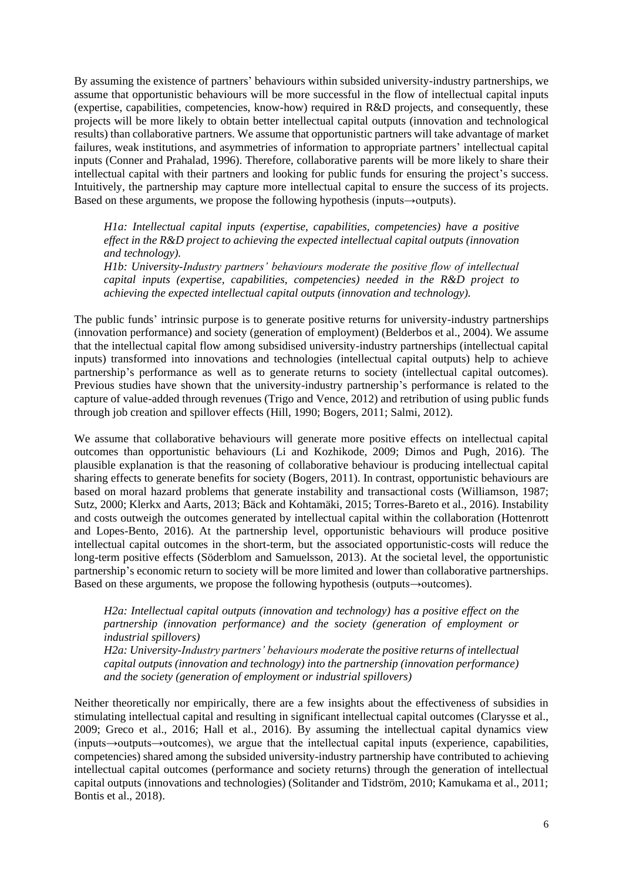By assuming the existence of partners' behaviours within subsided university-industry partnerships, we assume that opportunistic behaviours will be more successful in the flow of intellectual capital inputs (expertise, capabilities, competencies, know-how) required in R&D projects, and consequently, these projects will be more likely to obtain better intellectual capital outputs (innovation and technological results) than collaborative partners. We assume that opportunistic partners will take advantage of market failures, weak institutions, and asymmetries of information to appropriate partners' intellectual capital inputs (Conner and Prahalad, 1996). Therefore, collaborative parents will be more likely to share their intellectual capital with their partners and looking for public funds for ensuring the project's success. Intuitively, the partnership may capture more intellectual capital to ensure the success of its projects. Based on these arguments, we propose the following hypothesis (inputs→outputs).

> *H1a: Intellectual capital inputs (expertise, capabilities, competencies) have a positive effect in the R&D project to achieving the expected intellectual capital outputs (innovation and technology).*
> *H1b: University-Industry partners' behaviours moderate the positive flow of intellectual capital inputs (expertise, capabilities, competencies) needed in the R&D project to achieving the expected intellectual capital outputs (innovation and technology).*

The public funds' intrinsic purpose is to generate positive returns for university-industry partnerships (innovation performance) and society (generation of employment) (Belderbos et al., 2004). We assume that the intellectual capital flow among subsidised university-industry partnerships (intellectual capital inputs) transformed into innovations and technologies (intellectual capital outputs) help to achieve partnership's performance as well as to generate returns to society (intellectual capital outcomes). Previous studies have shown that the university-industry partnership's performance is related to the capture of value-added through revenues (Trigo and Vence, 2012) and retribution of using public funds through job creation and spillover effects (Hill, 1990; Bogers, 2011; Salmi, 2012).

We assume that collaborative behaviours will generate more positive effects on intellectual capital outcomes than opportunistic behaviours (Li and Kozhikode, 2009; Dimos and Pugh, 2016). The plausible explanation is that the reasoning of collaborative behaviour is producing intellectual capital sharing effects to generate benefits for society (Bogers, 2011). In contrast, opportunistic behaviours are based on moral hazard problems that generate instability and transactional costs (Williamson, 1987; Sutz, 2000; Klerkx and Aarts, 2013; Bäck and Kohtamäki, 2015; Torres-Bareto et al., 2016). Instability and costs outweigh the outcomes generated by intellectual capital within the collaboration (Hottenrott and Lopes-Bento, 2016). At the partnership level, opportunistic behaviours will produce positive intellectual capital outcomes in the short-term, but the associated opportunistic-costs will reduce the long-term positive effects (Söderblom and Samuelsson, 2013). At the societal level, the opportunistic partnership's economic return to society will be more limited and lower than collaborative partnerships. Based on these arguments, we propose the following hypothesis (outputs→outcomes).

> *H2a: Intellectual capital outputs (innovation and technology) has a positive effect on the partnership (innovation performance) and the society (generation of employment or industrial spillovers)*
> *H2a: University-Industry partners' behaviours moderate the positive returns of intellectual capital outputs (innovation and technology) into the partnership (innovation performance) and the society (generation of employment or industrial spillovers)*

Neither theoretically nor empirically, there are a few insights about the effectiveness of subsidies in stimulating intellectual capital and resulting in significant intellectual capital outcomes (Clarysse et al., 2009; Greco et al., 2016; Hall et al., 2016). By assuming the intellectual capital dynamics view (inputs→outputs→outcomes), we argue that the intellectual capital inputs (experience, capabilities, competencies) shared among the subsided university-industry partnership have contributed to achieving intellectual capital outcomes (performance and society returns) through the generation of intellectual capital outputs (innovations and technologies) (Solitander and Tidström, 2010; Kamukama et al., 2011; Bontis et al., 2018).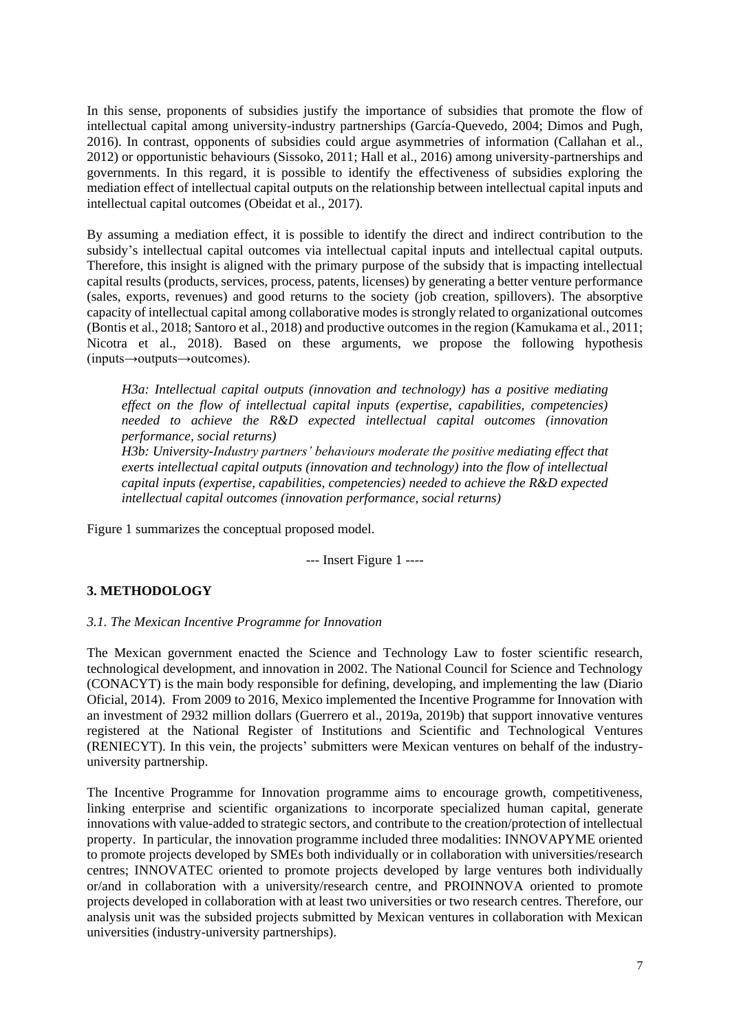In this sense, proponents of subsidies justify the importance of subsidies that promote the flow of intellectual capital among university-industry partnerships (García-Quevedo, 2004; Dimos and Pugh, 2016). In contrast, opponents of subsidies could argue asymmetries of information (Callahan et al., 2012) or opportunistic behaviours (Sissoko, 2011; Hall et al., 2016) among university-partnerships and governments. In this regard, it is possible to identify the effectiveness of subsidies exploring the mediation effect of intellectual capital outputs on the relationship between intellectual capital inputs and intellectual capital outcomes (Obeidat et al., 2017).

By assuming a mediation effect, it is possible to identify the direct and indirect contribution to the subsidy's intellectual capital outcomes via intellectual capital inputs and intellectual capital outputs. Therefore, this insight is aligned with the primary purpose of the subsidy that is impacting intellectual capital results (products, services, process, patents, licenses) by generating a better venture performance (sales, exports, revenues) and good returns to the society (job creation, spillovers). The absorptive capacity of intellectual capital among collaborative modes is strongly related to organizational outcomes (Bontis et al., 2018; Santoro et al., 2018) and productive outcomes in the region (Kamukama et al., 2011; Nicotra et al., 2018). Based on these arguments, we propose the following hypothesis (inputs→outputs→outcomes).

> *H3a: Intellectual capital outputs (innovation and technology) has a positive mediating effect on the flow of intellectual capital inputs (expertise, capabilities, competencies) needed to achieve the R&D expected intellectual capital outcomes (innovation performance, social returns)*
>
> *H3b: University-Industry partners' behaviours moderate the positive mediating effect that exerts intellectual capital outputs (innovation and technology) into the flow of intellectual capital inputs (expertise, capabilities, competencies) needed to achieve the R&D expected intellectual capital outcomes (innovation performance, social returns)*

Figure 1 summarizes the conceptual proposed model.

--- Insert Figure 1 ----

## 3. METHODOLOGY

### *3.1. The Mexican Incentive Programme for Innovation*

The Mexican government enacted the Science and Technology Law to foster scientific research, technological development, and innovation in 2002. The National Council for Science and Technology (CONACYT) is the main body responsible for defining, developing, and implementing the law (Diario Oficial, 2014). From 2009 to 2016, Mexico implemented the Incentive Programme for Innovation with an investment of 2932 million dollars (Guerrero et al., 2019a, 2019b) that support innovative ventures registered at the National Register of Institutions and Scientific and Technological Ventures (RENIECYT). In this vein, the projects' submitters were Mexican ventures on behalf of the industry-university partnership.

The Incentive Programme for Innovation programme aims to encourage growth, competitiveness, linking enterprise and scientific organizations to incorporate specialized human capital, generate innovations with value-added to strategic sectors, and contribute to the creation/protection of intellectual property. In particular, the innovation programme included three modalities: INNOVAPYME oriented to promote projects developed by SMEs both individually or in collaboration with universities/research centres; INNOVATEC oriented to promote projects developed by large ventures both individually or/and in collaboration with a university/research centre, and PROINNOVA oriented to promote projects developed in collaboration with at least two universities or two research centres. Therefore, our analysis unit was the subsided projects submitted by Mexican ventures in collaboration with Mexican universities (industry-university partnerships).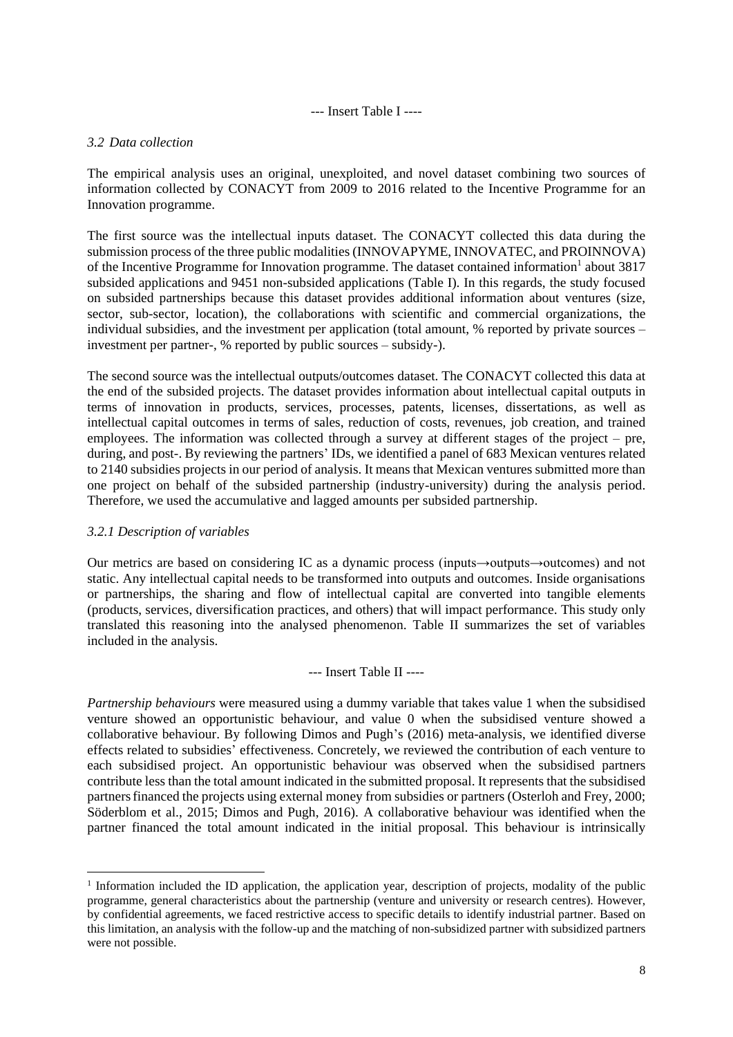--- Insert Table I ----

### 3.2 Data collection

The empirical analysis uses an original, unexploited, and novel dataset combining two sources of information collected by CONACYT from 2009 to 2016 related to the Incentive Programme for an Innovation programme.

The first source was the intellectual inputs dataset. The CONACYT collected this data during the submission process of the three public modalities (INNOVAPYME, INNOVATEC, and PROINNOVA) of the Incentive Programme for Innovation programme. The dataset contained information[1] about 3817 subsided applications and 9451 non-subsided applications (Table I). In this regards, the study focused on subsided partnerships because this dataset provides additional information about ventures (size, sector, sub-sector, location), the collaborations with scientific and commercial organizations, the individual subsidies, and the investment per application (total amount, % reported by private sources – investment per partner-, % reported by public sources – subsidy-).

The second source was the intellectual outputs/outcomes dataset. The CONACYT collected this data at the end of the subsided projects. The dataset provides information about intellectual capital outputs in terms of innovation in products, services, processes, patents, licenses, dissertations, as well as intellectual capital outcomes in terms of sales, reduction of costs, revenues, job creation, and trained employees. The information was collected through a survey at different stages of the project – pre, during, and post-. By reviewing the partners' IDs, we identified a panel of 683 Mexican ventures related to 2140 subsidies projects in our period of analysis. It means that Mexican ventures submitted more than one project on behalf of the subsided partnership (industry-university) during the analysis period. Therefore, we used the accumulative and lagged amounts per subsided partnership.

#### 3.2.1 Description of variables

Our metrics are based on considering IC as a dynamic process (inputs→outputs→outcomes) and not static. Any intellectual capital needs to be transformed into outputs and outcomes. Inside organisations or partnerships, the sharing and flow of intellectual capital are converted into tangible elements (products, services, diversification practices, and others) that will impact performance. This study only translated this reasoning into the analysed phenomenon. Table II summarizes the set of variables included in the analysis.

--- Insert Table II ----

*Partnership behaviours* were measured using a dummy variable that takes value 1 when the subsidised venture showed an opportunistic behaviour, and value 0 when the subsidised venture showed a collaborative behaviour. By following Dimos and Pugh's (2016) meta-analysis, we identified diverse effects related to subsidies' effectiveness. Concretely, we reviewed the contribution of each venture to each subsidised project. An opportunistic behaviour was observed when the subsidised partners contribute less than the total amount indicated in the submitted proposal. It represents that the subsidised partners financed the projects using external money from subsidies or partners (Osterloh and Frey, 2000; Söderblom et al., 2015; Dimos and Pugh, 2016). A collaborative behaviour was identified when the partner financed the total amount indicated in the initial proposal. This behaviour is intrinsically

---

[1] Information included the ID application, the application year, description of projects, modality of the public programme, general characteristics about the partnership (venture and university or research centres). However, by confidential agreements, we faced restrictive access to specific details to identify industrial partner. Based on this limitation, an analysis with the follow-up and the matching of non-subsidized partner with subsidized partners were not possible.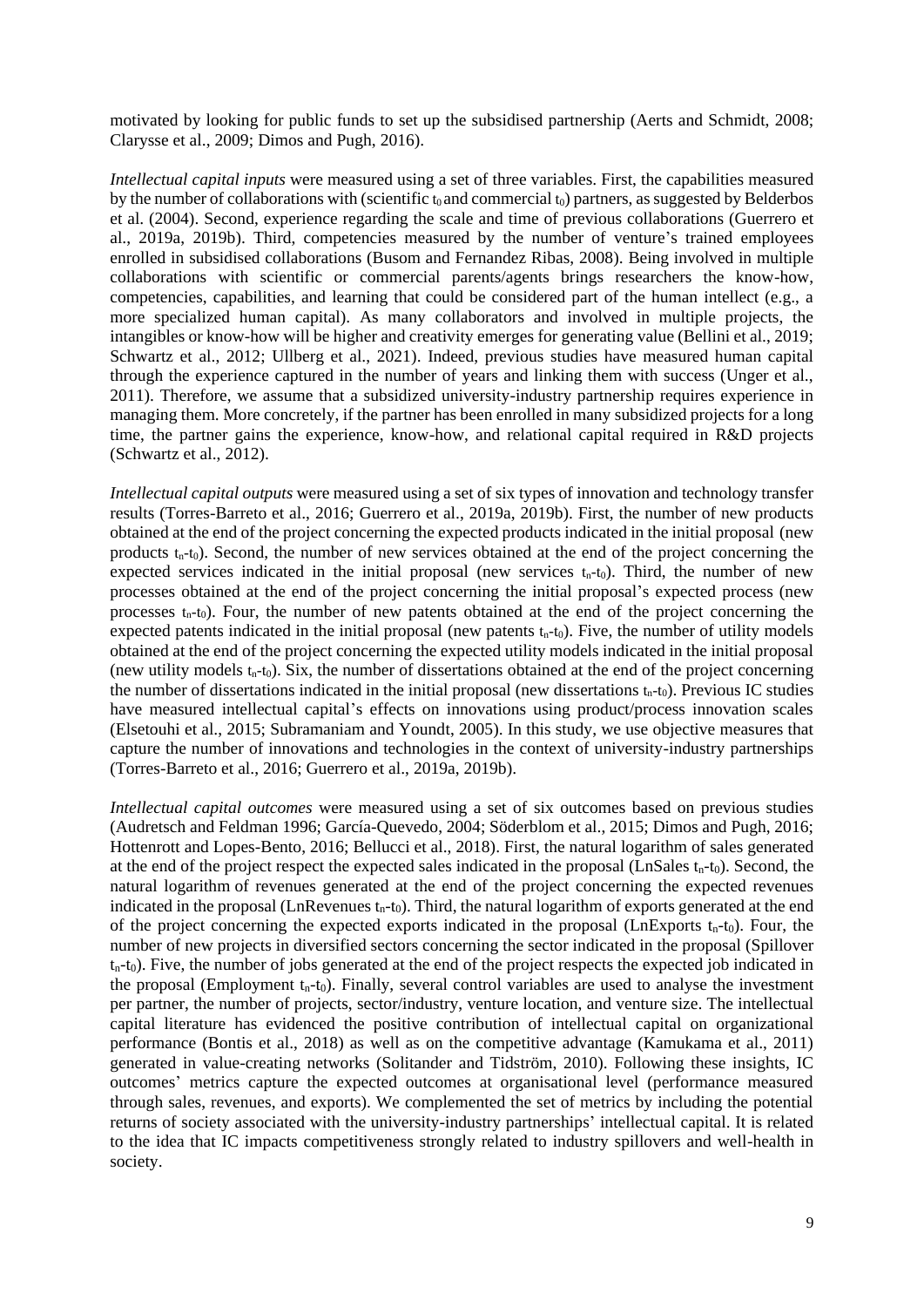motivated by looking for public funds to set up the subsidised partnership (Aerts and Schmidt, 2008; Clarysse et al., 2009; Dimos and Pugh, 2016).

*Intellectual capital inputs* were measured using a set of three variables. First, the capabilities measured by the number of collaborations with (scientific $t_0$ and commercial $t_0$) partners, as suggested by Belderbos et al. (2004). Second, experience regarding the scale and time of previous collaborations (Guerrero et al., 2019a, 2019b). Third, competencies measured by the number of venture's trained employees enrolled in subsidised collaborations (Busom and Fernandez Ribas, 2008). Being involved in multiple collaborations with scientific or commercial parents/agents brings researchers the know-how, competencies, capabilities, and learning that could be considered part of the human intellect (e.g., a more specialized human capital). As many collaborators and involved in multiple projects, the intangibles or know-how will be higher and creativity emerges for generating value (Bellini et al., 2019; Schwartz et al., 2012; Ullberg et al., 2021). Indeed, previous studies have measured human capital through the experience captured in the number of years and linking them with success (Unger et al., 2011). Therefore, we assume that a subsidized university-industry partnership requires experience in managing them. More concretely, if the partner has been enrolled in many subsidized projects for a long time, the partner gains the experience, know-how, and relational capital required in R&D projects (Schwartz et al., 2012).

*Intellectual capital outputs* were measured using a set of six types of innovation and technology transfer results (Torres-Barreto et al., 2016; Guerrero et al., 2019a, 2019b). First, the number of new products obtained at the end of the project concerning the expected products indicated in the initial proposal (new products $t_n$-$t_0$). Second, the number of new services obtained at the end of the project concerning the expected services indicated in the initial proposal (new services $t_n$-$t_0$). Third, the number of new processes obtained at the end of the project concerning the initial proposal's expected process (new processes $t_n$-$t_0$). Four, the number of new patents obtained at the end of the project concerning the expected patents indicated in the initial proposal (new patents $t_n$-$t_0$). Five, the number of utility models obtained at the end of the project concerning the expected utility models indicated in the initial proposal (new utility models $t_n$-$t_0$). Six, the number of dissertations obtained at the end of the project concerning the number of dissertations indicated in the initial proposal (new dissertations $t_n$-$t_0$). Previous IC studies have measured intellectual capital's effects on innovations using product/process innovation scales (Elsetouhi et al., 2015; Subramaniam and Youndt, 2005). In this study, we use objective measures that capture the number of innovations and technologies in the context of university-industry partnerships (Torres-Barreto et al., 2016; Guerrero et al., 2019a, 2019b).

*Intellectual capital outcomes* were measured using a set of six outcomes based on previous studies (Audretsch and Feldman 1996; García-Quevedo, 2004; Söderblom et al., 2015; Dimos and Pugh, 2016; Hottenrott and Lopes-Bento, 2016; Bellucci et al., 2018). First, the natural logarithm of sales generated at the end of the project respect the expected sales indicated in the proposal (LnSales $t_n$-$t_0$). Second, the natural logarithm of revenues generated at the end of the project concerning the expected revenues indicated in the proposal (LnRevenues $t_n$-$t_0$). Third, the natural logarithm of exports generated at the end of the project concerning the expected exports indicated in the proposal (LnExports $t_n$-$t_0$). Four, the number of new projects in diversified sectors concerning the sector indicated in the proposal (Spillover $t_n$-$t_0$). Five, the number of jobs generated at the end of the project respects the expected job indicated in the proposal (Employment $t_n$-$t_0$). Finally, several control variables are used to analyse the investment per partner, the number of projects, sector/industry, venture location, and venture size. The intellectual capital literature has evidenced the positive contribution of intellectual capital on organizational performance (Bontis et al., 2018) as well as on the competitive advantage (Kamukama et al., 2011) generated in value-creating networks (Solitander and Tidström, 2010). Following these insights, IC outcomes' metrics capture the expected outcomes at organisational level (performance measured through sales, revenues, and exports). We complemented the set of metrics by including the potential returns of society associated with the university-industry partnerships' intellectual capital. It is related to the idea that IC impacts competitiveness strongly related to industry spillovers and well-health in society.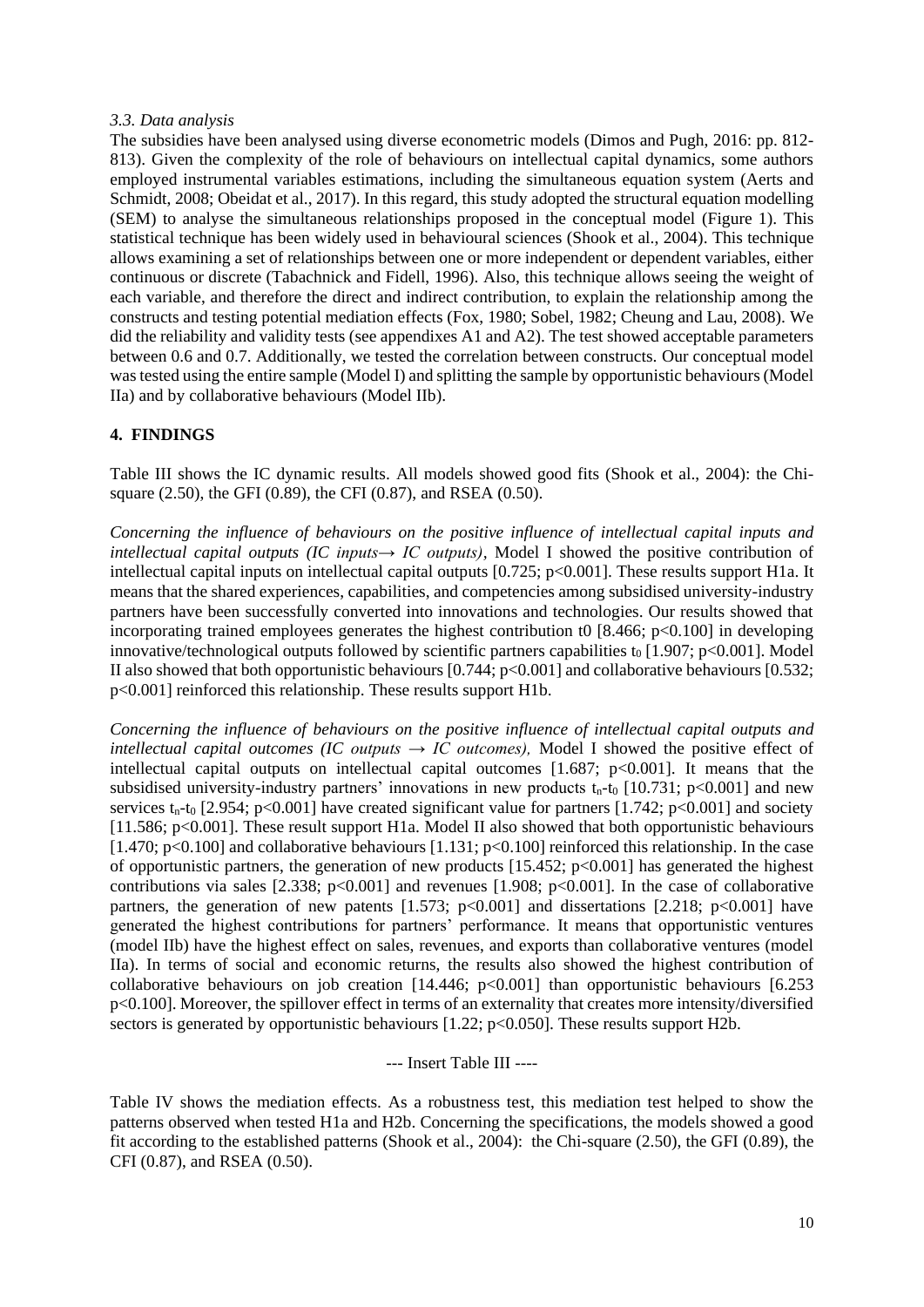*3.3. Data analysis*

The subsidies have been analysed using diverse econometric models (Dimos and Pugh, 2016: pp. 812-813). Given the complexity of the role of behaviours on intellectual capital dynamics, some authors employed instrumental variables estimations, including the simultaneous equation system (Aerts and Schmidt, 2008; Obeidat et al., 2017). In this regard, this study adopted the structural equation modelling (SEM) to analyse the simultaneous relationships proposed in the conceptual model (Figure 1). This statistical technique has been widely used in behavioural sciences (Shook et al., 2004). This technique allows examining a set of relationships between one or more independent or dependent variables, either continuous or discrete (Tabachnick and Fidell, 1996). Also, this technique allows seeing the weight of each variable, and therefore the direct and indirect contribution, to explain the relationship among the constructs and testing potential mediation effects (Fox, 1980; Sobel, 1982; Cheung and Lau, 2008). We did the reliability and validity tests (see appendixes A1 and A2). The test showed acceptable parameters between 0.6 and 0.7. Additionally, we tested the correlation between constructs. Our conceptual model was tested using the entire sample (Model I) and splitting the sample by opportunistic behaviours (Model IIa) and by collaborative behaviours (Model IIb).

## 4. FINDINGS

Table III shows the IC dynamic results. All models showed good fits (Shook et al., 2004): the Chi-square (2.50), the GFI (0.89), the CFI (0.87), and RSEA (0.50).

*Concerning the influence of behaviours on the positive influence of intellectual capital inputs and intellectual capital outputs (IC inputs→ IC outputs)*, Model I showed the positive contribution of intellectual capital inputs on intellectual capital outputs [0.725; $p<0.001$]. These results support H1a. It means that the shared experiences, capabilities, and competencies among subsidised university-industry partners have been successfully converted into innovations and technologies. Our results showed that incorporating trained employees generates the highest contribution t0 [8.466; $p<0.100$] in developing innovative/technological outputs followed by scientific partners capabilities $t_0$ [1.907; $p<0.001$]. Model II also showed that both opportunistic behaviours [0.744; $p<0.001$] and collaborative behaviours [0.532; $p<0.001$] reinforced this relationship. These results support H1b.

*Concerning the influence of behaviours on the positive influence of intellectual capital outputs and intellectual capital outcomes (IC outputs → IC outcomes),* Model I showed the positive effect of intellectual capital outputs on intellectual capital outcomes [1.687; $p<0.001$]. It means that the subsidised university-industry partners' innovations in new products $t_n$-$t_0$ [10.731; $p<0.001$] and new services $t_n$-$t_0$ [2.954; $p<0.001$] have created significant value for partners [1.742; $p<0.001$] and society [11.586; $p<0.001$]. These result support H1a. Model II also showed that both opportunistic behaviours [1.470; $p<0.100$] and collaborative behaviours [1.131; $p<0.100$] reinforced this relationship. In the case of opportunistic partners, the generation of new products [15.452; $p<0.001$] has generated the highest contributions via sales [2.338; $p<0.001$] and revenues [1.908; $p<0.001$]. In the case of collaborative partners, the generation of new patents [1.573; $p<0.001$] and dissertations [2.218; $p<0.001$] have generated the highest contributions for partners' performance. It means that opportunistic ventures (model IIb) have the highest effect on sales, revenues, and exports than collaborative ventures (model IIa). In terms of social and economic returns, the results also showed the highest contribution of collaborative behaviours on job creation [14.446; $p<0.001$] than opportunistic behaviours [6.253 $p<0.100$]. Moreover, the spillover effect in terms of an externality that creates more intensity/diversified sectors is generated by opportunistic behaviours [1.22; $p<0.050$]. These results support H2b.

--- Insert Table III ----

Table IV shows the mediation effects. As a robustness test, this mediation test helped to show the patterns observed when tested H1a and H2b. Concerning the specifications, the models showed a good fit according to the established patterns (Shook et al., 2004): the Chi-square (2.50), the GFI (0.89), the CFI (0.87), and RSEA (0.50).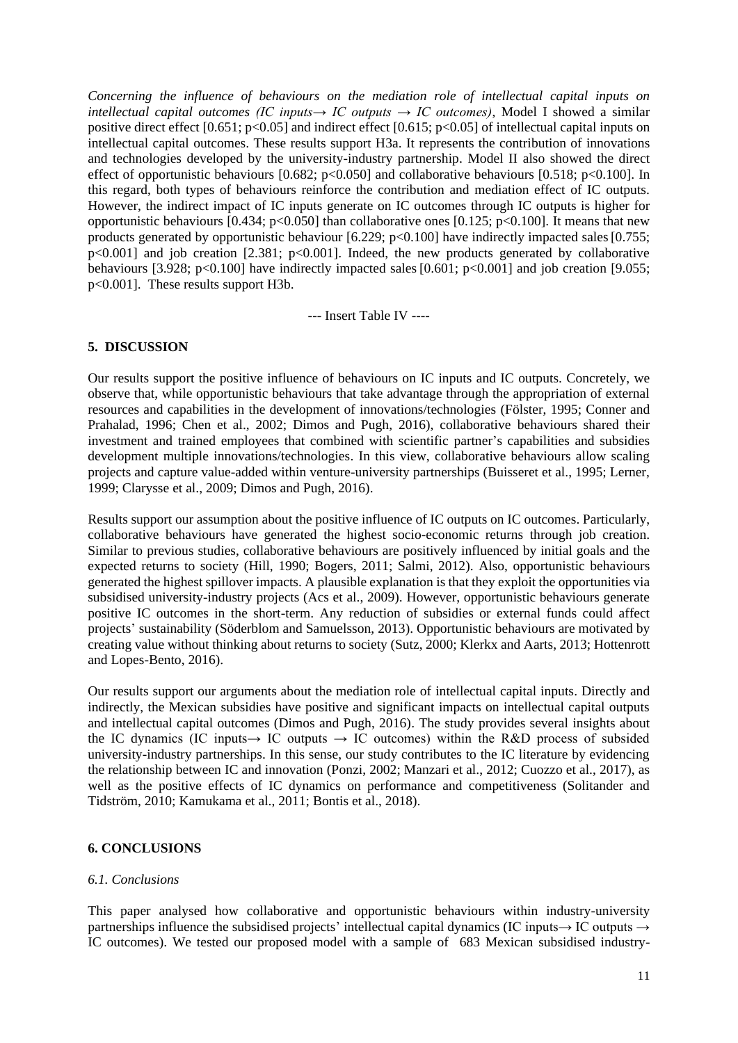*Concerning the influence of behaviours on the mediation role of intellectual capital inputs on intellectual capital outcomes (IC inputs→ IC outputs → IC outcomes)*, Model I showed a similar positive direct effect [0.651; $p<0.05$] and indirect effect [0.615; $p<0.05$] of intellectual capital inputs on intellectual capital outcomes. These results support H3a. It represents the contribution of innovations and technologies developed by the university-industry partnership. Model II also showed the direct effect of opportunistic behaviours [0.682; $p<0.050$] and collaborative behaviours [0.518; $p<0.100$]. In this regard, both types of behaviours reinforce the contribution and mediation effect of IC outputs. However, the indirect impact of IC inputs generate on IC outcomes through IC outputs is higher for opportunistic behaviours [0.434; $p<0.050$] than collaborative ones [0.125; $p<0.100$]. It means that new products generated by opportunistic behaviour [6.229; $p<0.100$] have indirectly impacted sales [0.755; $p<0.001$] and job creation [2.381; $p<0.001$]. Indeed, the new products generated by collaborative behaviours [3.928; $p<0.100$] have indirectly impacted sales [0.601; $p<0.001$] and job creation [9.055; $p<0.001$]. These results support H3b.

--- Insert Table IV ----

## 5. DISCUSSION

Our results support the positive influence of behaviours on IC inputs and IC outputs. Concretely, we observe that, while opportunistic behaviours that take advantage through the appropriation of external resources and capabilities in the development of innovations/technologies (Fölster, 1995; Conner and Prahalad, 1996; Chen et al., 2002; Dimos and Pugh, 2016), collaborative behaviours shared their investment and trained employees that combined with scientific partner's capabilities and subsidies development multiple innovations/technologies. In this view, collaborative behaviours allow scaling projects and capture value-added within venture-university partnerships (Buisseret et al., 1995; Lerner, 1999; Clarysse et al., 2009; Dimos and Pugh, 2016).

Results support our assumption about the positive influence of IC outputs on IC outcomes. Particularly, collaborative behaviours have generated the highest socio-economic returns through job creation. Similar to previous studies, collaborative behaviours are positively influenced by initial goals and the expected returns to society (Hill, 1990; Bogers, 2011; Salmi, 2012). Also, opportunistic behaviours generated the highest spillover impacts. A plausible explanation is that they exploit the opportunities via subsidised university-industry projects (Acs et al., 2009). However, opportunistic behaviours generate positive IC outcomes in the short-term. Any reduction of subsidies or external funds could affect projects' sustainability (Söderblom and Samuelsson, 2013). Opportunistic behaviours are motivated by creating value without thinking about returns to society (Sutz, 2000; Klerkx and Aarts, 2013; Hottenrott and Lopes-Bento, 2016).

Our results support our arguments about the mediation role of intellectual capital inputs. Directly and indirectly, the Mexican subsidies have positive and significant impacts on intellectual capital outputs and intellectual capital outcomes (Dimos and Pugh, 2016). The study provides several insights about the IC dynamics (IC inputs→ IC outputs → IC outcomes) within the R&D process of subsided university-industry partnerships. In this sense, our study contributes to the IC literature by evidencing the relationship between IC and innovation (Ponzi, 2002; Manzari et al., 2012; Cuozzo et al., 2017), as well as the positive effects of IC dynamics on performance and competitiveness (Solitander and Tidström, 2010; Kamukama et al., 2011; Bontis et al., 2018).

## 6. CONCLUSIONS

### *6.1. Conclusions*

This paper analysed how collaborative and opportunistic behaviours within industry-university partnerships influence the subsidised projects' intellectual capital dynamics (IC inputs→ IC outputs → IC outcomes). We tested our proposed model with a sample of 683 Mexican subsidised industry-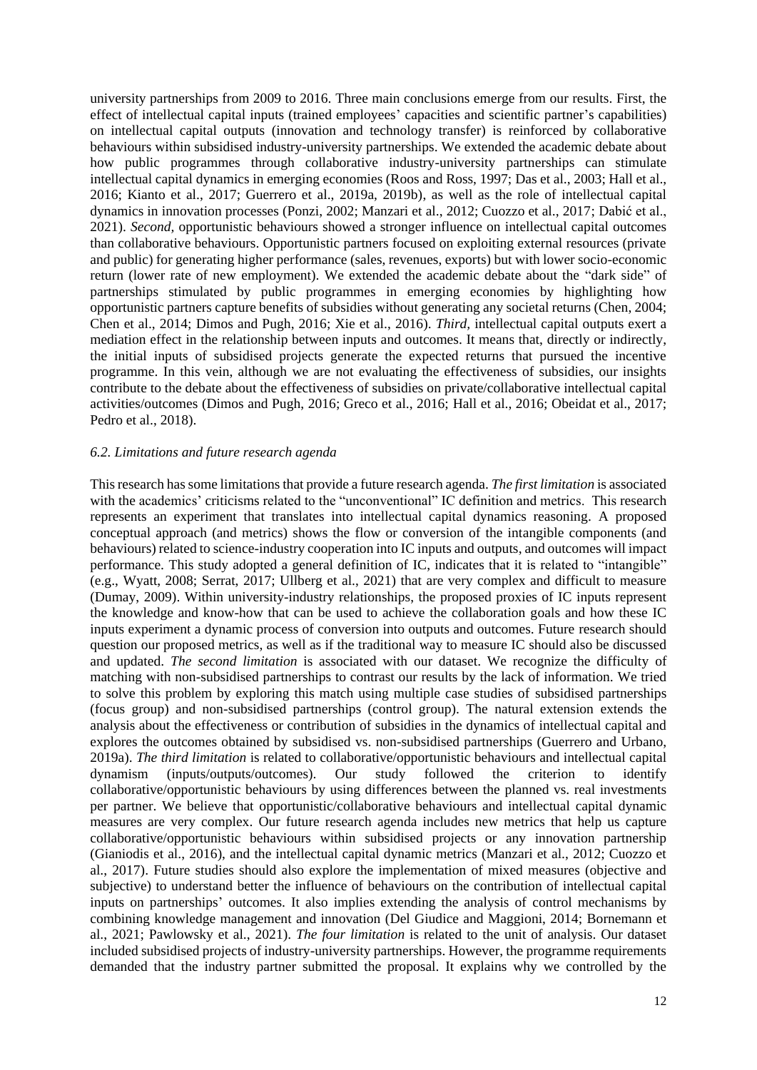university partnerships from 2009 to 2016. Three main conclusions emerge from our results. First, the effect of intellectual capital inputs (trained employees' capacities and scientific partner's capabilities) on intellectual capital outputs (innovation and technology transfer) is reinforced by collaborative behaviours within subsidised industry-university partnerships. We extended the academic debate about how public programmes through collaborative industry-university partnerships can stimulate intellectual capital dynamics in emerging economies (Roos and Ross, 1997; Das et al., 2003; Hall et al., 2016; Kianto et al., 2017; Guerrero et al., 2019a, 2019b), as well as the role of intellectual capital dynamics in innovation processes (Ponzi, 2002; Manzari et al., 2012; Cuozzo et al., 2017; Dabić et al., 2021). *Second,* opportunistic behaviours showed a stronger influence on intellectual capital outcomes than collaborative behaviours. Opportunistic partners focused on exploiting external resources (private and public) for generating higher performance (sales, revenues, exports) but with lower socio-economic return (lower rate of new employment). We extended the academic debate about the "dark side" of partnerships stimulated by public programmes in emerging economies by highlighting how opportunistic partners capture benefits of subsidies without generating any societal returns (Chen, 2004; Chen et al., 2014; Dimos and Pugh, 2016; Xie et al., 2016). *Third,* intellectual capital outputs exert a mediation effect in the relationship between inputs and outcomes. It means that, directly or indirectly, the initial inputs of subsidised projects generate the expected returns that pursued the incentive programme. In this vein, although we are not evaluating the effectiveness of subsidies, our insights contribute to the debate about the effectiveness of subsidies on private/collaborative intellectual capital activities/outcomes (Dimos and Pugh, 2016; Greco et al., 2016; Hall et al., 2016; Obeidat et al., 2017; Pedro et al., 2018).

### *6.2. Limitations and future research agenda*

This research has some limitations that provide a future research agenda. *The first limitation* is associated with the academics' criticisms related to the "unconventional" IC definition and metrics. This research represents an experiment that translates into intellectual capital dynamics reasoning. A proposed conceptual approach (and metrics) shows the flow or conversion of the intangible components (and behaviours) related to science-industry cooperation into IC inputs and outputs, and outcomes will impact performance. This study adopted a general definition of IC, indicates that it is related to "intangible" (e.g., Wyatt, 2008; Serrat, 2017; Ullberg et al., 2021) that are very complex and difficult to measure (Dumay, 2009). Within university-industry relationships, the proposed proxies of IC inputs represent the knowledge and know-how that can be used to achieve the collaboration goals and how these IC inputs experiment a dynamic process of conversion into outputs and outcomes. Future research should question our proposed metrics, as well as if the traditional way to measure IC should also be discussed and updated. *The second limitation* is associated with our dataset. We recognize the difficulty of matching with non-subsidised partnerships to contrast our results by the lack of information. We tried to solve this problem by exploring this match using multiple case studies of subsidised partnerships (focus group) and non-subsidised partnerships (control group). The natural extension extends the analysis about the effectiveness or contribution of subsidies in the dynamics of intellectual capital and explores the outcomes obtained by subsidised vs. non-subsidised partnerships (Guerrero and Urbano, 2019a). *The third limitation* is related to collaborative/opportunistic behaviours and intellectual capital dynamism (inputs/outputs/outcomes). Our study followed the criterion to identify collaborative/opportunistic behaviours by using differences between the planned vs. real investments per partner. We believe that opportunistic/collaborative behaviours and intellectual capital dynamic measures are very complex. Our future research agenda includes new metrics that help us capture collaborative/opportunistic behaviours within subsidised projects or any innovation partnership (Gianiodis et al., 2016), and the intellectual capital dynamic metrics (Manzari et al., 2012; Cuozzo et al., 2017). Future studies should also explore the implementation of mixed measures (objective and subjective) to understand better the influence of behaviours on the contribution of intellectual capital inputs on partnerships' outcomes. It also implies extending the analysis of control mechanisms by combining knowledge management and innovation (Del Giudice and Maggioni, 2014; Bornemann et al., 2021; Pawlowsky et al., 2021). *The four limitation* is related to the unit of analysis. Our dataset included subsidised projects of industry-university partnerships. However, the programme requirements demanded that the industry partner submitted the proposal. It explains why we controlled by the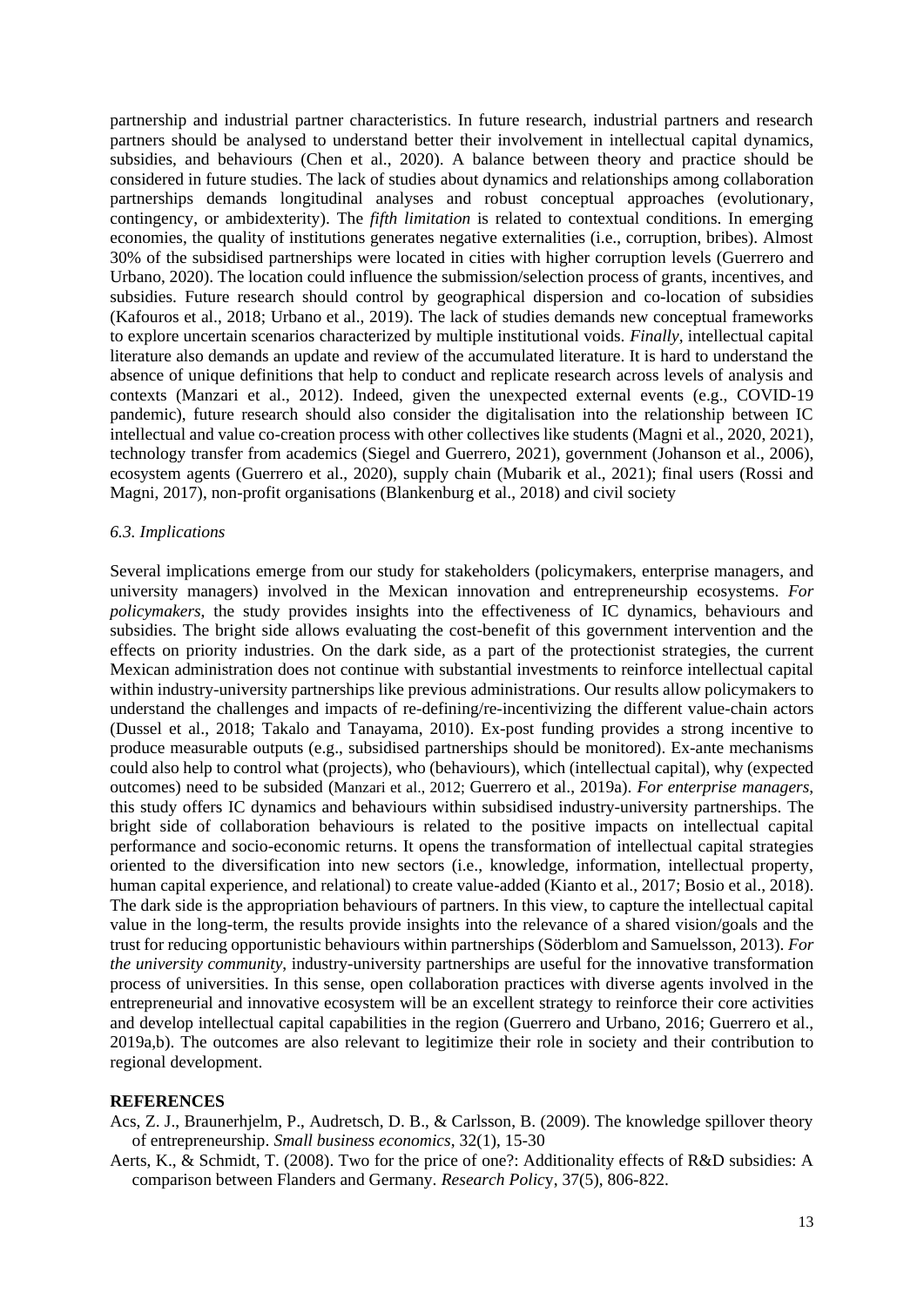partnership and industrial partner characteristics. In future research, industrial partners and research partners should be analysed to understand better their involvement in intellectual capital dynamics, subsidies, and behaviours (Chen et al., 2020). A balance between theory and practice should be considered in future studies. The lack of studies about dynamics and relationships among collaboration partnerships demands longitudinal analyses and robust conceptual approaches (evolutionary, contingency, or ambidexterity). The *fifth limitation* is related to contextual conditions. In emerging economies, the quality of institutions generates negative externalities (i.e., corruption, bribes). Almost 30% of the subsidised partnerships were located in cities with higher corruption levels (Guerrero and Urbano, 2020). The location could influence the submission/selection process of grants, incentives, and subsidies. Future research should control by geographical dispersion and co-location of subsidies (Kafouros et al., 2018; Urbano et al., 2019). The lack of studies demands new conceptual frameworks to explore uncertain scenarios characterized by multiple institutional voids. *Finally*, intellectual capital literature also demands an update and review of the accumulated literature. It is hard to understand the absence of unique definitions that help to conduct and replicate research across levels of analysis and contexts (Manzari et al., 2012). Indeed, given the unexpected external events (e.g., COVID-19 pandemic), future research should also consider the digitalisation into the relationship between IC intellectual and value co-creation process with other collectives like students (Magni et al., 2020, 2021), technology transfer from academics (Siegel and Guerrero, 2021), government (Johanson et al., 2006), ecosystem agents (Guerrero et al., 2020), supply chain (Mubarik et al., 2021); final users (Rossi and Magni, 2017), non-profit organisations (Blankenburg et al., 2018) and civil society

### *6.3. Implications*

Several implications emerge from our study for stakeholders (policymakers, enterprise managers, and university managers) involved in the Mexican innovation and entrepreneurship ecosystems. *For policymakers*, the study provides insights into the effectiveness of IC dynamics, behaviours and subsidies. The bright side allows evaluating the cost-benefit of this government intervention and the effects on priority industries. On the dark side, as a part of the protectionist strategies, the current Mexican administration does not continue with substantial investments to reinforce intellectual capital within industry-university partnerships like previous administrations. Our results allow policymakers to understand the challenges and impacts of re-defining/re-incentivizing the different value-chain actors (Dussel et al., 2018; Takalo and Tanayama, 2010). Ex-post funding provides a strong incentive to produce measurable outputs (e.g., subsidised partnerships should be monitored). Ex-ante mechanisms could also help to control what (projects), who (behaviours), which (intellectual capital), why (expected outcomes) need to be subsided (Manzari et al., 2012; Guerrero et al., 2019a). *For enterprise managers*, this study offers IC dynamics and behaviours within subsidised industry-university partnerships. The bright side of collaboration behaviours is related to the positive impacts on intellectual capital performance and socio-economic returns. It opens the transformation of intellectual capital strategies oriented to the diversification into new sectors (i.e., knowledge, information, intellectual property, human capital experience, and relational) to create value-added (Kianto et al., 2017; Bosio et al., 2018). The dark side is the appropriation behaviours of partners. In this view, to capture the intellectual capital value in the long-term, the results provide insights into the relevance of a shared vision/goals and the trust for reducing opportunistic behaviours within partnerships (Söderblom and Samuelsson, 2013). *For the university community*, industry-university partnerships are useful for the innovative transformation process of universities. In this sense, open collaboration practices with diverse agents involved in the entrepreneurial and innovative ecosystem will be an excellent strategy to reinforce their core activities and develop intellectual capital capabilities in the region (Guerrero and Urbano, 2016; Guerrero et al., 2019a,b). The outcomes are also relevant to legitimize their role in society and their contribution to regional development.

## REFERENCES

Acs, Z. J., Braunerhjelm, P., Audretsch, D. B., & Carlsson, B. (2009). The knowledge spillover theory of entrepreneurship. *Small business economics*, 32(1), 15-30

Aerts, K., & Schmidt, T. (2008). Two for the price of one?: Additionality effects of R&D subsidies: A comparison between Flanders and Germany. *Research Policy*, 37(5), 806-822.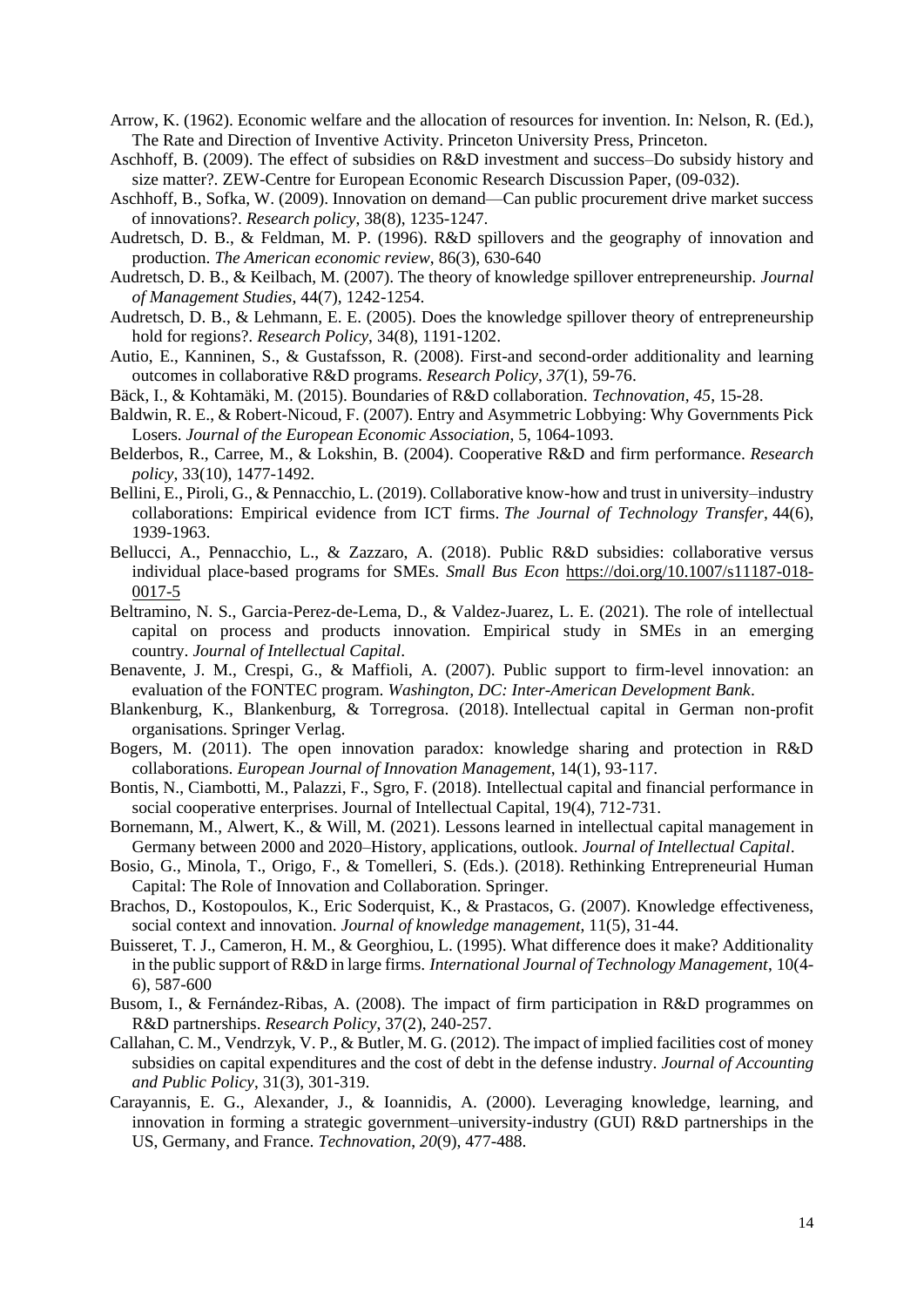Arrow, K. (1962). Economic welfare and the allocation of resources for invention. In: Nelson, R. (Ed.), The Rate and Direction of Inventive Activity. Princeton University Press, Princeton.

Aschhoff, B. (2009). The effect of subsidies on R&D investment and success–Do subsidy history and size matter?. ZEW-Centre for European Economic Research Discussion Paper, (09-032).

Aschhoff, B., Sofka, W. (2009). Innovation on demand—Can public procurement drive market success of innovations?. *Research policy*, 38(8), 1235-1247.

Audretsch, D. B., & Feldman, M. P. (1996). R&D spillovers and the geography of innovation and production. *The American economic review*, 86(3), 630-640

Audretsch, D. B., & Keilbach, M. (2007). The theory of knowledge spillover entrepreneurship. *Journal of Management Studies*, 44(7), 1242-1254.

Audretsch, D. B., & Lehmann, E. E. (2005). Does the knowledge spillover theory of entrepreneurship hold for regions?. *Research Policy*, 34(8), 1191-1202.

Autio, E., Kanninen, S., & Gustafsson, R. (2008). First-and second-order additionality and learning outcomes in collaborative R&D programs. *Research Policy*, *37*(1), 59-76.

Bäck, I., & Kohtamäki, M. (2015). Boundaries of R&D collaboration. *Technovation*, *45*, 15-28.

Baldwin, R. E., & Robert-Nicoud, F. (2007). Entry and Asymmetric Lobbying: Why Governments Pick Losers. *Journal of the European Economic Association*, 5, 1064-1093.

Belderbos, R., Carree, M., & Lokshin, B. (2004). Cooperative R&D and firm performance. *Research policy*, 33(10), 1477-1492.

Bellini, E., Piroli, G., & Pennacchio, L. (2019). Collaborative know-how and trust in university–industry collaborations: Empirical evidence from ICT firms. *The Journal of Technology Transfer*, 44(6), 1939-1963.

Bellucci, A., Pennacchio, L., & Zazzaro, A. (2018). Public R&D subsidies: collaborative versus individual place-based programs for SMEs. *Small Bus Econ* https://doi.org/10.1007/s11187-018-0017-5

Beltramino, N. S., Garcia-Perez-de-Lema, D., & Valdez-Juarez, L. E. (2021). The role of intellectual capital on process and products innovation. Empirical study in SMEs in an emerging country. *Journal of Intellectual Capital*.

Benavente, J. M., Crespi, G., & Maffioli, A. (2007). Public support to firm-level innovation: an evaluation of the FONTEC program. *Washington, DC: Inter-American Development Bank*.

Blankenburg, K., Blankenburg, & Torregrosa. (2018). Intellectual capital in German non-profit organisations. Springer Verlag.

Bogers, M. (2011). The open innovation paradox: knowledge sharing and protection in R&D collaborations. *European Journal of Innovation Management*, 14(1), 93-117.

Bontis, N., Ciambotti, M., Palazzi, F., Sgro, F. (2018). Intellectual capital and financial performance in social cooperative enterprises. Journal of Intellectual Capital, 19(4), 712-731.

Bornemann, M., Alwert, K., & Will, M. (2021). Lessons learned in intellectual capital management in Germany between 2000 and 2020–History, applications, outlook. *Journal of Intellectual Capital*.

Bosio, G., Minola, T., Origo, F., & Tomelleri, S. (Eds.). (2018). Rethinking Entrepreneurial Human Capital: The Role of Innovation and Collaboration. Springer.

Brachos, D., Kostopoulos, K., Eric Soderquist, K., & Prastacos, G. (2007). Knowledge effectiveness, social context and innovation. *Journal of knowledge management*, 11(5), 31-44.

Buisseret, T. J., Cameron, H. M., & Georghiou, L. (1995). What difference does it make? Additionality in the public support of R&D in large firms. *International Journal of Technology Management*, 10(4-6), 587-600

Busom, I., & Fernández-Ribas, A. (2008). The impact of firm participation in R&D programmes on R&D partnerships. *Research Policy*, 37(2), 240-257.

Callahan, C. M., Vendrzyk, V. P., & Butler, M. G. (2012). The impact of implied facilities cost of money subsidies on capital expenditures and the cost of debt in the defense industry. *Journal of Accounting and Public Policy*, 31(3), 301-319.

Carayannis, E. G., Alexander, J., & Ioannidis, A. (2000). Leveraging knowledge, learning, and innovation in forming a strategic government–university-industry (GUI) R&D partnerships in the US, Germany, and France. *Technovation*, *20*(9), 477-488.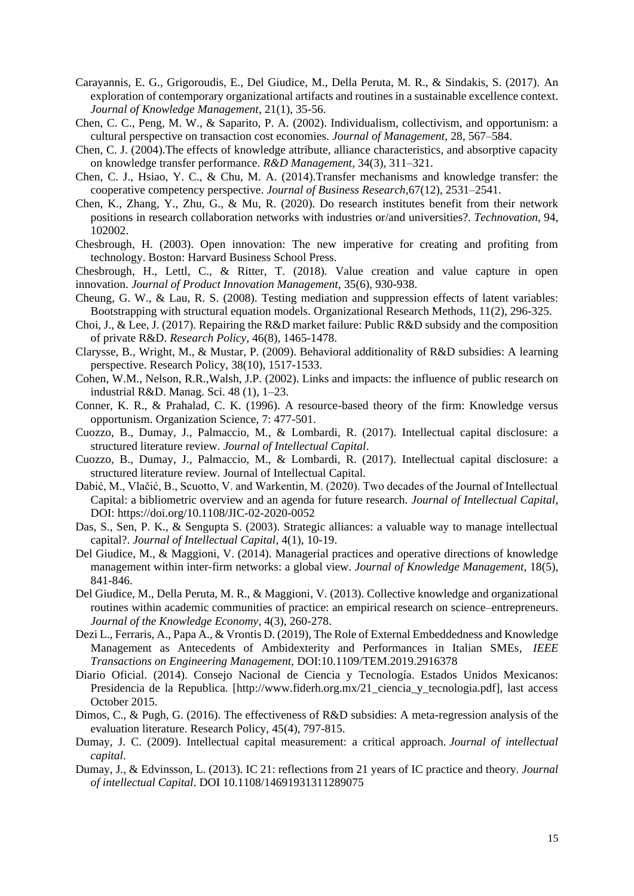Carayannis, E. G., Grigoroudis, E., Del Giudice, M., Della Peruta, M. R., & Sindakis, S. (2017). An exploration of contemporary organizational artifacts and routines in a sustainable excellence context. *Journal of Knowledge Management*, 21(1), 35-56.

Chen, C. C., Peng, M. W., & Saparito, P. A. (2002). Individualism, collectivism, and opportunism: a cultural perspective on transaction cost economies. *Journal of Management*, 28, 567–584.

Chen, C. J. (2004).The effects of knowledge attribute, alliance characteristics, and absorptive capacity on knowledge transfer performance. *R&D Management*, 34(3), 311–321.

Chen, C. J., Hsiao, Y. C., & Chu, M. A. (2014).Transfer mechanisms and knowledge transfer: the cooperative competency perspective. *Journal of Business Research*,67(12), 2531–2541.

Chen, K., Zhang, Y., Zhu, G., & Mu, R. (2020). Do research institutes benefit from their network positions in research collaboration networks with industries or/and universities?. *Technovation*, 94, 102002.

Chesbrough, H. (2003). Open innovation: The new imperative for creating and profiting from technology. Boston: Harvard Business School Press.

Chesbrough, H., Lettl, C., & Ritter, T. (2018). Value creation and value capture in open innovation. *Journal of Product Innovation Management*, 35(6), 930-938.

Cheung, G. W., & Lau, R. S. (2008). Testing mediation and suppression effects of latent variables: Bootstrapping with structural equation models. Organizational Research Methods, 11(2), 296-325.

Choi, J., & Lee, J. (2017). Repairing the R&D market failure: Public R&D subsidy and the composition of private R&D. *Research Policy*, 46(8), 1465-1478.

Clarysse, B., Wright, M., & Mustar, P. (2009). Behavioral additionality of R&D subsidies: A learning perspective. Research Policy, 38(10), 1517-1533.

Cohen, W.M., Nelson, R.R.,Walsh, J.P. (2002). Links and impacts: the influence of public research on industrial R&D. Manag. Sci. 48 (1), 1–23.

Conner, K. R., & Prahalad, C. K. (1996). A resource-based theory of the firm: Knowledge versus opportunism. Organization Science, 7: 477-501.

Cuozzo, B., Dumay, J., Palmaccio, M., & Lombardi, R. (2017). Intellectual capital disclosure: a structured literature review. *Journal of Intellectual Capital*.

Cuozzo, B., Dumay, J., Palmaccio, M., & Lombardi, R. (2017). Intellectual capital disclosure: a structured literature review. Journal of Intellectual Capital.

Dabić, M., Vlačić, B., Scuotto, V. and Warkentin, M. (2020). Two decades of the Journal of Intellectual Capital: a bibliometric overview and an agenda for future research. *Journal of Intellectual Capital*, DOI: https://doi.org/10.1108/JIC-02-2020-0052

Das, S., Sen, P. K., & Sengupta S. (2003). Strategic alliances: a valuable way to manage intellectual capital?. *Journal of Intellectual Capital*, 4(1), 10-19.

Del Giudice, M., & Maggioni, V. (2014). Managerial practices and operative directions of knowledge management within inter-firm networks: a global view. *Journal of Knowledge Management*, 18(5), 841-846.

Del Giudice, M., Della Peruta, M. R., & Maggioni, V. (2013). Collective knowledge and organizational routines within academic communities of practice: an empirical research on science–entrepreneurs. *Journal of the Knowledge Economy*, 4(3), 260-278.

Dezi L., Ferraris, A., Papa A., & Vrontis D. (2019), The Role of External Embeddedness and Knowledge Management as Antecedents of Ambidexterity and Performances in Italian SMEs, *IEEE Transactions on Engineering Management*, DOI:10.1109/TEM.2019.2916378

Diario Oficial. (2014). Consejo Nacional de Ciencia y Tecnología. Estados Unidos Mexicanos: Presidencia de la Republica. [http://www.fiderh.org.mx/21_ciencia_y_tecnologia.pdf], last access October 2015.

Dimos, C., & Pugh, G. (2016). The effectiveness of R&D subsidies: A meta-regression analysis of the evaluation literature. Research Policy, 45(4), 797-815.

Dumay, J. C. (2009). Intellectual capital measurement: a critical approach. *Journal of intellectual capital*.

Dumay, J., & Edvinsson, L. (2013). IC 21: reflections from 21 years of IC practice and theory. *Journal of intellectual Capital*. DOI 10.1108/14691931311289075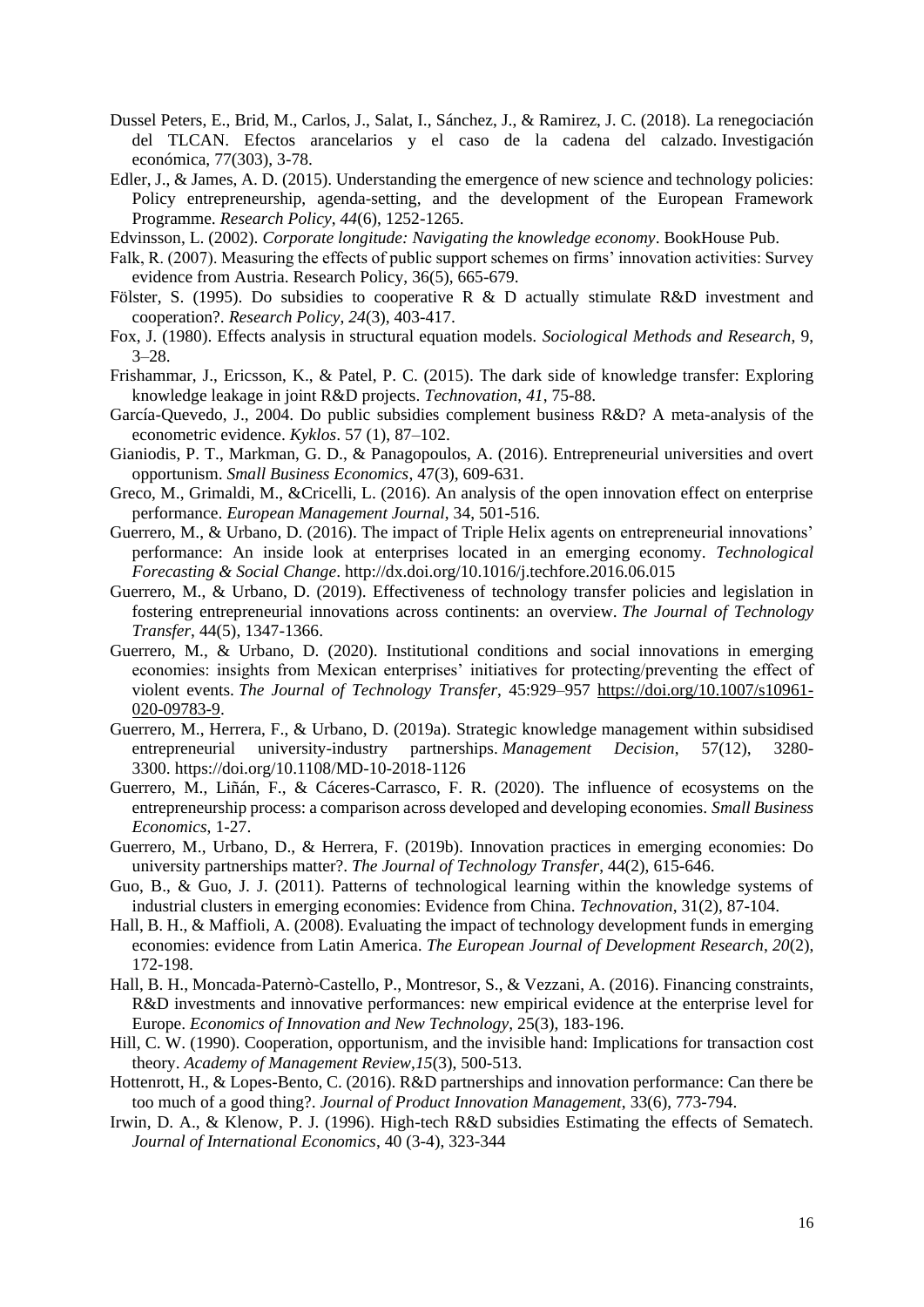Dussel Peters, E., Brid, M., Carlos, J., Salat, I., Sánchez, J., & Ramirez, J. C. (2018). La renegociación del TLCAN. Efectos arancelarios y el caso de la cadena del calzado. Investigación económica, 77(303), 3-78.

Edler, J., & James, A. D. (2015). Understanding the emergence of new science and technology policies: Policy entrepreneurship, agenda-setting, and the development of the European Framework Programme. *Research Policy*, *44*(6), 1252-1265.

Edvinsson, L. (2002). *Corporate longitude: Navigating the knowledge economy*. BookHouse Pub.

Falk, R. (2007). Measuring the effects of public support schemes on firms' innovation activities: Survey evidence from Austria. Research Policy, 36(5), 665-679.

Fölster, S. (1995). Do subsidies to cooperative R & D actually stimulate R&D investment and cooperation?. *Research Policy*, *24*(3), 403-417.

Fox, J. (1980). Effects analysis in structural equation models. *Sociological Methods and Research*, 9, 3–28.

Frishammar, J., Ericsson, K., & Patel, P. C. (2015). The dark side of knowledge transfer: Exploring knowledge leakage in joint R&D projects. *Technovation*, *41*, 75-88.

García-Quevedo, J., 2004. Do public subsidies complement business R&D? A meta-analysis of the econometric evidence. *Kyklos*. 57 (1), 87–102.

Gianiodis, P. T., Markman, G. D., & Panagopoulos, A. (2016). Entrepreneurial universities and overt opportunism. *Small Business Economics*, 47(3), 609-631.

Greco, M., Grimaldi, M., &Cricelli, L. (2016). An analysis of the open innovation effect on enterprise performance. *European Management Journal*, 34, 501-516.

Guerrero, M., & Urbano, D. (2016). The impact of Triple Helix agents on entrepreneurial innovations' performance: An inside look at enterprises located in an emerging economy. *Technological Forecasting & Social Change*. http://dx.doi.org/10.1016/j.techfore.2016.06.015

Guerrero, M., & Urbano, D. (2019). Effectiveness of technology transfer policies and legislation in fostering entrepreneurial innovations across continents: an overview. *The Journal of Technology Transfer*, 44(5), 1347-1366.

Guerrero, M., & Urbano, D. (2020). Institutional conditions and social innovations in emerging economies: insights from Mexican enterprises' initiatives for protecting/preventing the effect of violent events. *The Journal of Technology Transfer*, 45:929–957 https://doi.org/10.1007/s10961-020-09783-9.

Guerrero, M., Herrera, F., & Urbano, D. (2019a). Strategic knowledge management within subsidised entrepreneurial university-industry partnerships. *Management Decision*, 57(12), 3280-3300. https://doi.org/10.1108/MD-10-2018-1126

Guerrero, M., Liñán, F., & Cáceres-Carrasco, F. R. (2020). The influence of ecosystems on the entrepreneurship process: a comparison across developed and developing economies. *Small Business Economics*, 1-27.

Guerrero, M., Urbano, D., & Herrera, F. (2019b). Innovation practices in emerging economies: Do university partnerships matter?. *The Journal of Technology Transfer*, 44(2), 615-646.

Guo, B., & Guo, J. J. (2011). Patterns of technological learning within the knowledge systems of industrial clusters in emerging economies: Evidence from China. *Technovation*, 31(2), 87-104.

Hall, B. H., & Maffioli, A. (2008). Evaluating the impact of technology development funds in emerging economies: evidence from Latin America. *The European Journal of Development Research*, *20*(2), 172-198.

Hall, B. H., Moncada-Paternò-Castello, P., Montresor, S., & Vezzani, A. (2016). Financing constraints, R&D investments and innovative performances: new empirical evidence at the enterprise level for Europe. *Economics of Innovation and New Technology*, 25(3), 183-196.

Hill, C. W. (1990). Cooperation, opportunism, and the invisible hand: Implications for transaction cost theory. *Academy of Management Review*,*15*(3), 500-513.

Hottenrott, H., & Lopes-Bento, C. (2016). R&D partnerships and innovation performance: Can there be too much of a good thing?. *Journal of Product Innovation Management*, 33(6), 773-794.

Irwin, D. A., & Klenow, P. J. (1996). High-tech R&D subsidies Estimating the effects of Sematech. *Journal of International Economics*, 40 (3-4), 323-344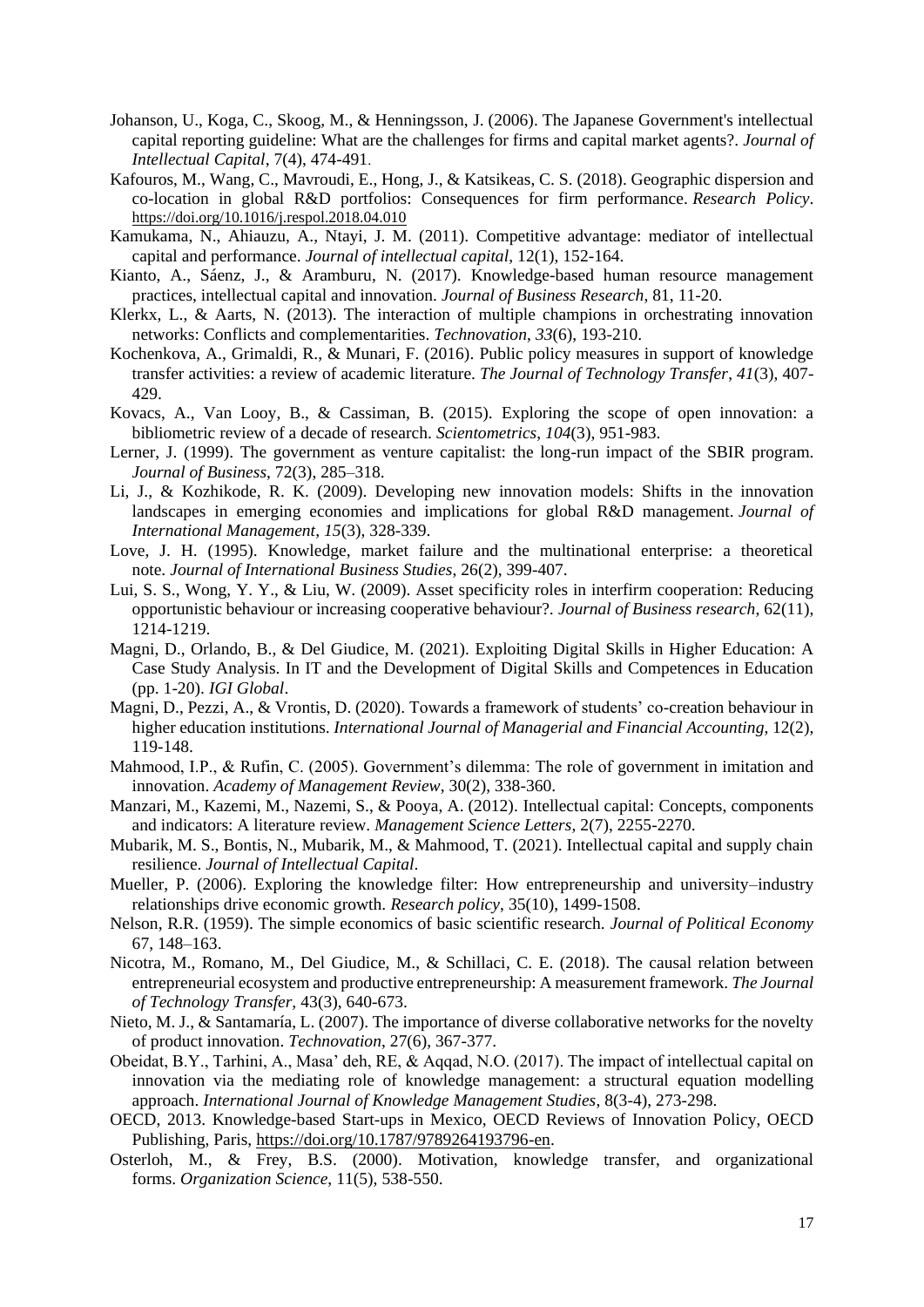Johanson, U., Koga, C., Skoog, M., & Henningsson, J. (2006). The Japanese Government's intellectual capital reporting guideline: What are the challenges for firms and capital market agents?. *Journal of Intellectual Capital*, 7(4), 474-491.

Kafouros, M., Wang, C., Mavroudi, E., Hong, J., & Katsikeas, C. S. (2018). Geographic dispersion and co-location in global R&D portfolios: Consequences for firm performance. *Research Policy*. https://doi.org/10.1016/j.respol.2018.04.010

Kamukama, N., Ahiauzu, A., Ntayi, J. M. (2011). Competitive advantage: mediator of intellectual capital and performance. *Journal of intellectual capital*, 12(1), 152-164.

Kianto, A., Sáenz, J., & Aramburu, N. (2017). Knowledge-based human resource management practices, intellectual capital and innovation. *Journal of Business Research*, 81, 11-20.

Klerkx, L., & Aarts, N. (2013). The interaction of multiple champions in orchestrating innovation networks: Conflicts and complementarities. *Technovation*, *33*(6), 193-210.

Kochenkova, A., Grimaldi, R., & Munari, F. (2016). Public policy measures in support of knowledge transfer activities: a review of academic literature. *The Journal of Technology Transfer*, *41*(3), 407-429.

Kovacs, A., Van Looy, B., & Cassiman, B. (2015). Exploring the scope of open innovation: a bibliometric review of a decade of research. *Scientometrics*, *104*(3), 951-983.

Lerner, J. (1999). The government as venture capitalist: the long-run impact of the SBIR program. *Journal of Business*, 72(3), 285–318.

Li, J., & Kozhikode, R. K. (2009). Developing new innovation models: Shifts in the innovation landscapes in emerging economies and implications for global R&D management. *Journal of International Management*, *15*(3), 328-339.

Love, J. H. (1995). Knowledge, market failure and the multinational enterprise: a theoretical note. *Journal of International Business Studies*, 26(2), 399-407.

Lui, S. S., Wong, Y. Y., & Liu, W. (2009). Asset specificity roles in interfirm cooperation: Reducing opportunistic behaviour or increasing cooperative behaviour?. *Journal of Business research*, 62(11), 1214-1219.

Magni, D., Orlando, B., & Del Giudice, M. (2021). Exploiting Digital Skills in Higher Education: A Case Study Analysis. In IT and the Development of Digital Skills and Competences in Education (pp. 1-20). *IGI Global*.

Magni, D., Pezzi, A., & Vrontis, D. (2020). Towards a framework of students' co-creation behaviour in higher education institutions. *International Journal of Managerial and Financial Accounting*, 12(2), 119-148.

Mahmood, I.P., & Rufin, C. (2005). Government's dilemma: The role of government in imitation and innovation. *Academy of Management Review*, 30(2), 338-360.

Manzari, M., Kazemi, M., Nazemi, S., & Pooya, A. (2012). Intellectual capital: Concepts, components and indicators: A literature review. *Management Science Letters*, 2(7), 2255-2270.

Mubarik, M. S., Bontis, N., Mubarik, M., & Mahmood, T. (2021). Intellectual capital and supply chain resilience. *Journal of Intellectual Capital*.

Mueller, P. (2006). Exploring the knowledge filter: How entrepreneurship and university–industry relationships drive economic growth. *Research policy*, 35(10), 1499-1508.

Nelson, R.R. (1959). The simple economics of basic scientific research. *Journal of Political Economy* 67, 148–163.

Nicotra, M., Romano, M., Del Giudice, M., & Schillaci, C. E. (2018). The causal relation between entrepreneurial ecosystem and productive entrepreneurship: A measurement framework. *The Journal of Technology Transfer*, 43(3), 640-673.

Nieto, M. J., & Santamaría, L. (2007). The importance of diverse collaborative networks for the novelty of product innovation. *Technovation*, 27(6), 367-377.

Obeidat, B.Y., Tarhini, A., Masa' deh, RE, & Aqqad, N.O. (2017). The impact of intellectual capital on innovation via the mediating role of knowledge management: a structural equation modelling approach. *International Journal of Knowledge Management Studies*, 8(3-4), 273-298.

OECD, 2013. Knowledge-based Start-ups in Mexico, OECD Reviews of Innovation Policy, OECD Publishing, Paris, https://doi.org/10.1787/9789264193796-en.

Osterloh, M., & Frey, B.S. (2000). Motivation, knowledge transfer, and organizational forms. *Organization Science*, 11(5), 538-550.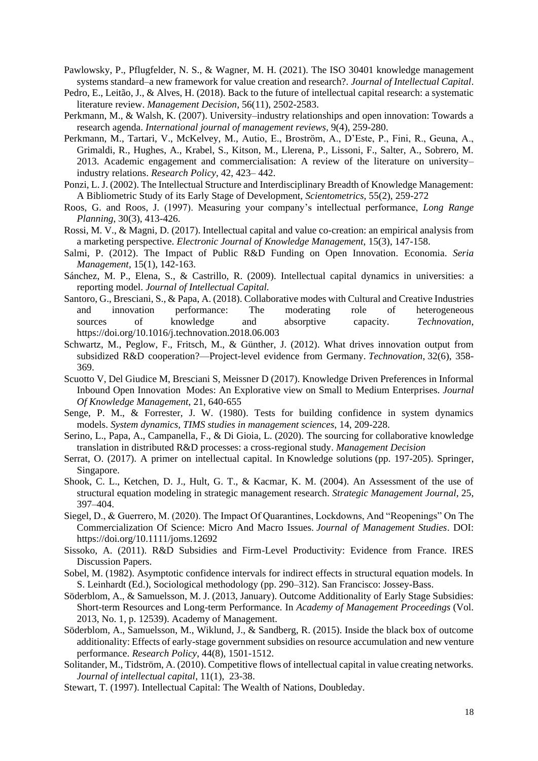Pawlowsky, P., Pflugfelder, N. S., & Wagner, M. H. (2021). The ISO 30401 knowledge management systems standard–a new framework for value creation and research?. *Journal of Intellectual Capital*.

Pedro, E., Leitão, J., & Alves, H. (2018). Back to the future of intellectual capital research: a systematic literature review. *Management Decision*, 56(11), 2502-2583.

Perkmann, M., & Walsh, K. (2007). University–industry relationships and open innovation: Towards a research agenda. *International journal of management reviews*, 9(4), 259-280.

Perkmann, M., Tartari, V., McKelvey, M., Autio, E., Broström, A., D'Este, P., Fini, R., Geuna, A., Grimaldi, R., Hughes, A., Krabel, S., Kitson, M., Llerena, P., Lissoni, F., Salter, A., Sobrero, M. 2013. Academic engagement and commercialisation: A review of the literature on university–industry relations. *Research Policy*, 42, 423– 442.

Ponzi, L. J. (2002). The Intellectual Structure and Interdisciplinary Breadth of Knowledge Management: A Bibliometric Study of its Early Stage of Development, *Scientometrics*, 55(2), 259-272

Roos, G. and Roos, J. (1997). Measuring your company's intellectual performance, *Long Range Planning*, 30(3), 413-426.

Rossi, M. V., & Magni, D. (2017). Intellectual capital and value co-creation: an empirical analysis from a marketing perspective. *Electronic Journal of Knowledge Management*, 15(3), 147-158.

Salmi, P. (2012). The Impact of Public R&D Funding on Open Innovation. Economia. *Seria Management*, 15(1), 142-163.

Sánchez, M. P., Elena, S., & Castrillo, R. (2009). Intellectual capital dynamics in universities: a reporting model. *Journal of Intellectual Capital.*

Santoro, G., Bresciani, S., & Papa, A. (2018). Collaborative modes with Cultural and Creative Industries and innovation performance: The moderating role of heterogeneous sources of knowledge and absorptive capacity. *Technovation*, https://doi.org/10.1016/j.technovation.2018.06.003

Schwartz, M., Peglow, F., Fritsch, M., & Günther, J. (2012). What drives innovation output from subsidized R&D cooperation?—Project-level evidence from Germany. *Technovation*, 32(6), 358-369.

Scuotto V, Del Giudice M, Bresciani S, Meissner D (2017). Knowledge Driven Preferences in Informal Inbound Open Innovation Modes: An Explorative view on Small to Medium Enterprises. *Journal Of Knowledge Management*, 21, 640-655

Senge, P. M., & Forrester, J. W. (1980). Tests for building confidence in system dynamics models. *System dynamics, TIMS studies in management sciences*, 14, 209-228.

Serino, L., Papa, A., Campanella, F., & Di Gioia, L. (2020). The sourcing for collaborative knowledge translation in distributed R&D processes: a cross-regional study. *Management Decision*

Serrat, O. (2017). A primer on intellectual capital. In Knowledge solutions (pp. 197-205). Springer, Singapore.

Shook, C. L., Ketchen, D. J., Hult, G. T., & Kacmar, K. M. (2004). An Assessment of the use of structural equation modeling in strategic management research. *Strategic Management Journal*, 25, 397–404.

Siegel, D., & Guerrero, M. (2020). The Impact Of Quarantines, Lockdowns, And "Reopenings" On The Commercialization Of Science: Micro And Macro Issues. *Journal of Management Studies*. DOI: https://doi.org/10.1111/joms.12692

Sissoko, A. (2011). R&D Subsidies and Firm-Level Productivity: Evidence from France. IRES Discussion Papers.

Sobel, M. (1982). Asymptotic confidence intervals for indirect effects in structural equation models. In S. Leinhardt (Ed.), Sociological methodology (pp. 290–312). San Francisco: Jossey-Bass.

Söderblom, A., & Samuelsson, M. J. (2013, January). Outcome Additionality of Early Stage Subsidies: Short-term Resources and Long-term Performance. In *Academy of Management Proceedings* (Vol. 2013, No. 1, p. 12539). Academy of Management.

Söderblom, A., Samuelsson, M., Wiklund, J., & Sandberg, R. (2015). Inside the black box of outcome additionality: Effects of early-stage government subsidies on resource accumulation and new venture performance. *Research Policy*, 44(8), 1501-1512.

Solitander, M., Tidström, A. (2010). Competitive flows of intellectual capital in value creating networks. *Journal of intellectual capital*, 11(1), 23-38.

Stewart, T. (1997). Intellectual Capital: The Wealth of Nations, Doubleday.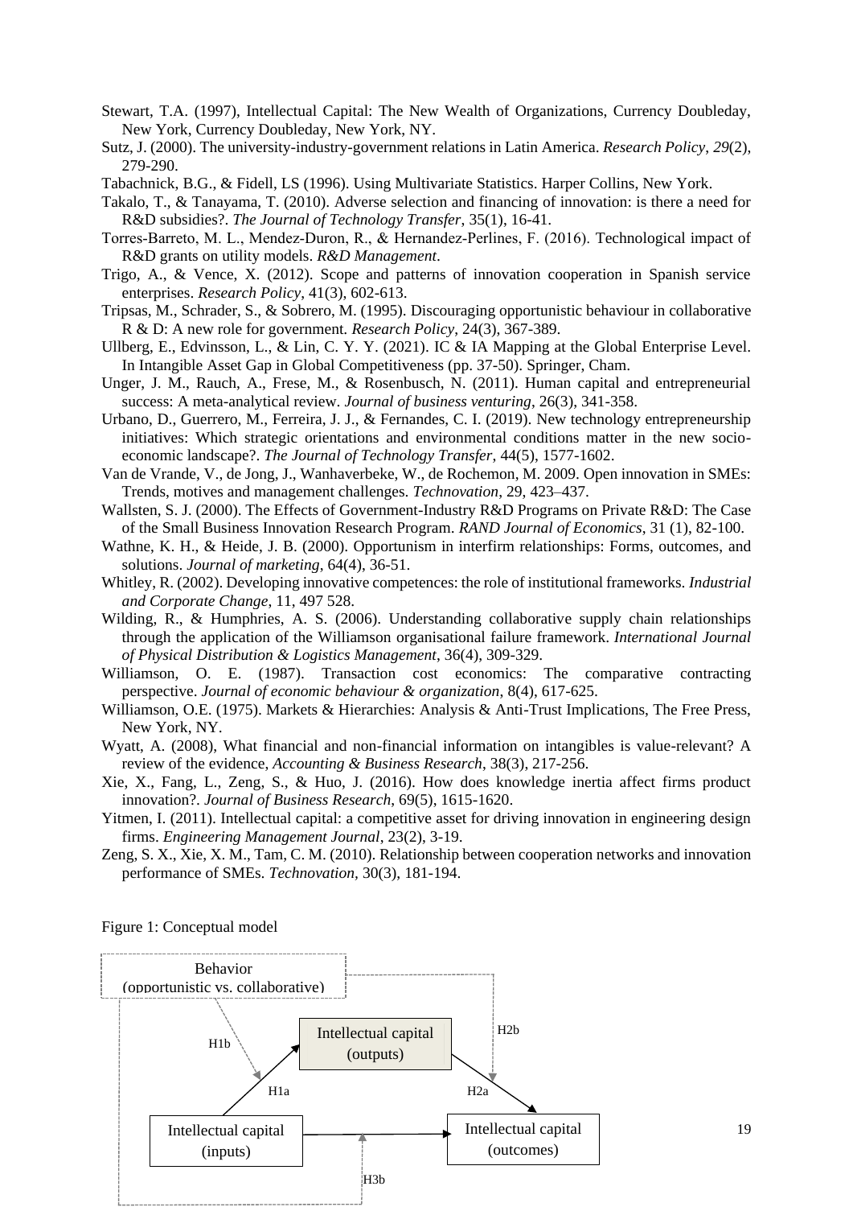Stewart, T.A. (1997), Intellectual Capital: The New Wealth of Organizations, Currency Doubleday, New York, Currency Doubleday, New York, NY.

Sutz, J. (2000). The university-industry-government relations in Latin America. *Research Policy*, *29*(2), 279-290.

Tabachnick, B.G., & Fidell, LS (1996). Using Multivariate Statistics. Harper Collins, New York.

Takalo, T., & Tanayama, T. (2010). Adverse selection and financing of innovation: is there a need for R&D subsidies?. *The Journal of Technology Transfer*, 35(1), 16-41.

Torres-Barreto, M. L., Mendez-Duron, R., & Hernandez-Perlines, F. (2016). Technological impact of R&D grants on utility models. *R&D Management*.

Trigo, A., & Vence, X. (2012). Scope and patterns of innovation cooperation in Spanish service enterprises. *Research Policy*, 41(3), 602-613.

Tripsas, M., Schrader, S., & Sobrero, M. (1995). Discouraging opportunistic behaviour in collaborative R & D: A new role for government. *Research Policy*, 24(3), 367-389.

Ullberg, E., Edvinsson, L., & Lin, C. Y. Y. (2021). IC & IA Mapping at the Global Enterprise Level. In Intangible Asset Gap in Global Competitiveness (pp. 37-50). Springer, Cham.

Unger, J. M., Rauch, A., Frese, M., & Rosenbusch, N. (2011). Human capital and entrepreneurial success: A meta-analytical review. *Journal of business venturing*, 26(3), 341-358.

Urbano, D., Guerrero, M., Ferreira, J. J., & Fernandes, C. I. (2019). New technology entrepreneurship initiatives: Which strategic orientations and environmental conditions matter in the new socio-economic landscape?. *The Journal of Technology Transfer*, 44(5), 1577-1602.

Van de Vrande, V., de Jong, J., Wanhaverbeke, W., de Rochemon, M. 2009. Open innovation in SMEs: Trends, motives and management challenges. *Technovation*, 29, 423–437.

Wallsten, S. J. (2000). The Effects of Government-Industry R&D Programs on Private R&D: The Case of the Small Business Innovation Research Program. *RAND Journal of Economics*, 31 (1), 82-100.

Wathne, K. H., & Heide, J. B. (2000). Opportunism in interfirm relationships: Forms, outcomes, and solutions. *Journal of marketing*, 64(4), 36-51.

Whitley, R. (2002). Developing innovative competences: the role of institutional frameworks. *Industrial and Corporate Change*, 11, 497 528.

Wilding, R., & Humphries, A. S. (2006). Understanding collaborative supply chain relationships through the application of the Williamson organisational failure framework. *International Journal of Physical Distribution & Logistics Management*, 36(4), 309-329.

Williamson, O. E. (1987). Transaction cost economics: The comparative contracting perspective. *Journal of economic behaviour & organization*, 8(4), 617-625.

Williamson, O.E. (1975). Markets & Hierarchies: Analysis & Anti-Trust Implications, The Free Press, New York, NY.

Wyatt, A. (2008), What financial and non-financial information on intangibles is value-relevant? A review of the evidence, *Accounting & Business Research*, 38(3), 217-256.

Xie, X., Fang, L., Zeng, S., & Huo, J. (2016). How does knowledge inertia affect firms product innovation?. *Journal of Business Research*, 69(5), 1615-1620.

Yitmen, I. (2011). Intellectual capital: a competitive asset for driving innovation in engineering design firms. *Engineering Management Journal*, 23(2), 3-19.

Zeng, S. X., Xie, X. M., Tam, C. M. (2010). Relationship between cooperation networks and innovation performance of SMEs. *Technovation*, 30(3), 181-194.

Figure 1: Conceptual model

Behavior (opportunistic vs. collaborative)

Intellectual capital (outputs)

Intellectual capital (inputs)

Intellectual capital (outcomes)

H1a, H1b, H2a, H2b, H3b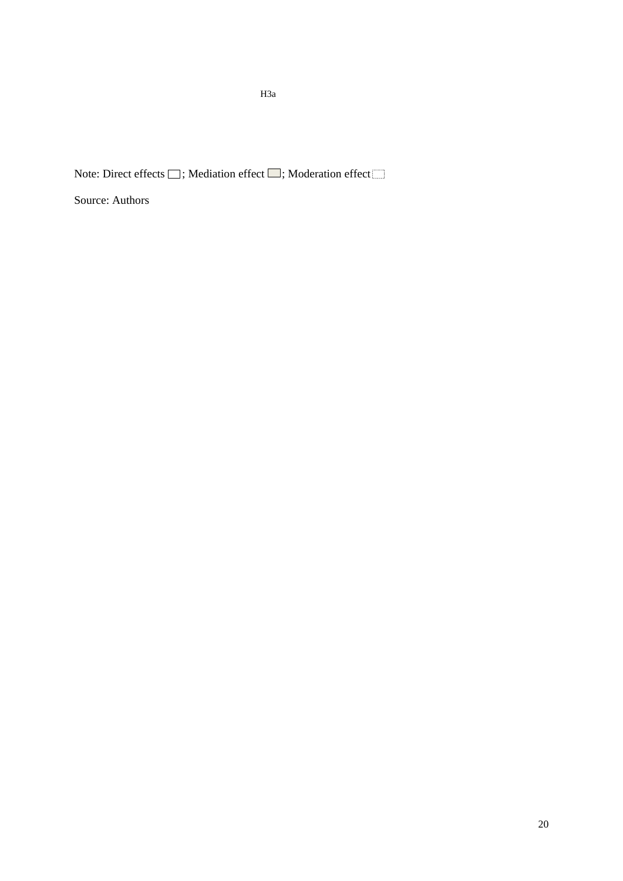H3a

Note: Direct effects ☐; Mediation effect ☐; Moderation effect ☐

Source: Authors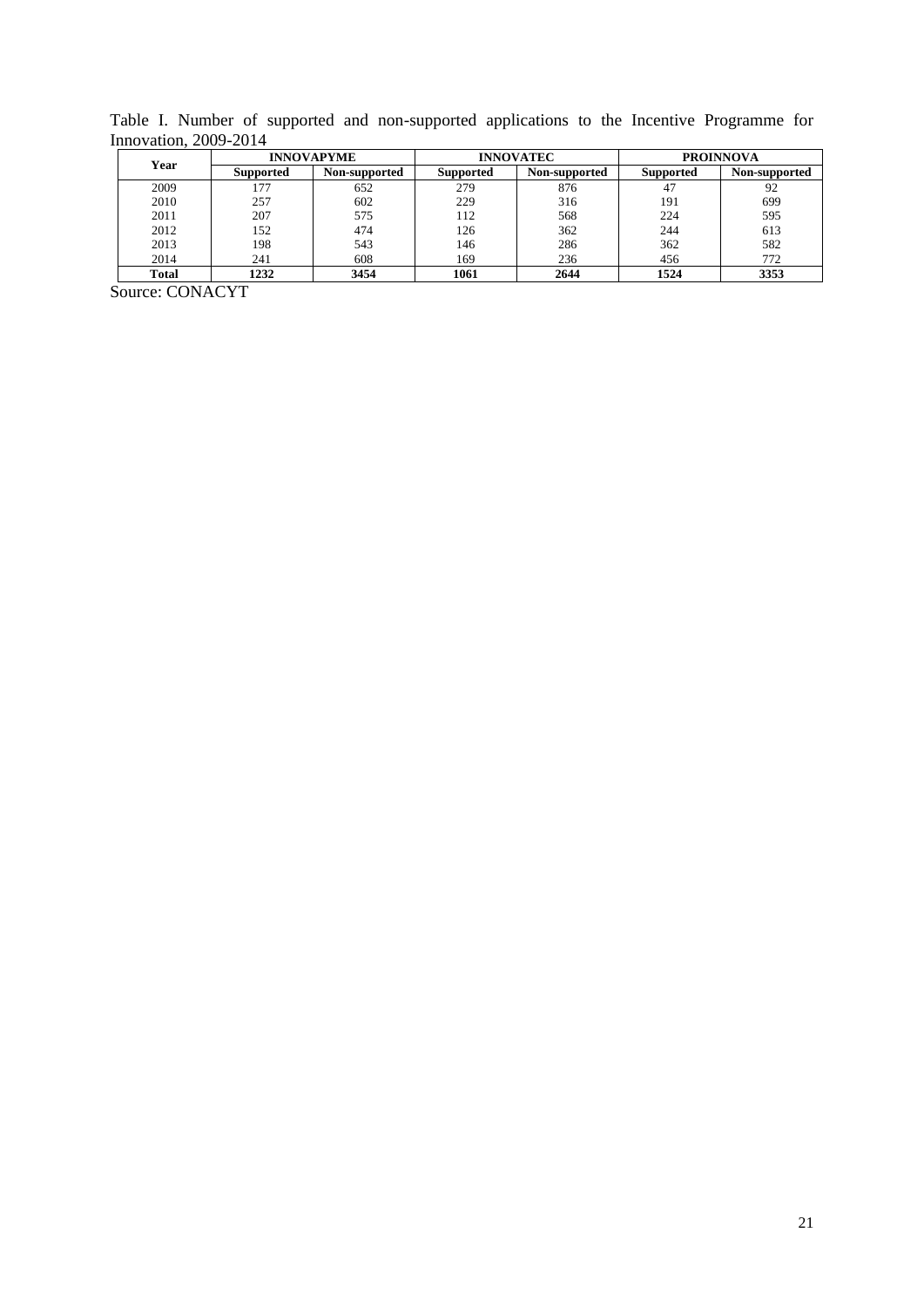Table I. Number of supported and non-supported applications to the Incentive Programme for Innovation, 2009-2014

| Year | INNOVAPYME | | INNOVATEC | | PROINNOVA | |
|---|---|---|---|---|---|---|
| | Supported | Non-supported | Supported | Non-supported | Supported | Non-supported |
| 2009 | 177 | 652 | 279 | 876 | 47 | 92 |
| 2010 | 257 | 602 | 229 | 316 | 191 | 699 |
| 2011 | 207 | 575 | 112 | 568 | 224 | 595 |
| 2012 | 152 | 474 | 126 | 362 | 244 | 613 |
| 2013 | 198 | 543 | 146 | 286 | 362 | 582 |
| 2014 | 241 | 608 | 169 | 236 | 456 | 772 |
| **Total** | **1232** | **3454** | **1061** | **2644** | **1524** | **3353** |

Source: CONACYT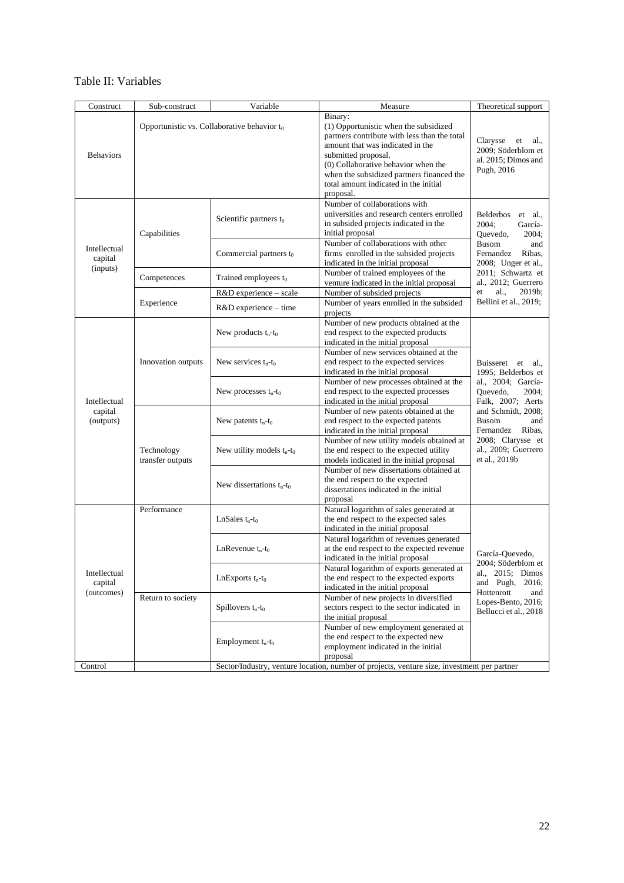Table II: Variables

| Construct | Sub-construct | Variable | Measure | Theoretical support |
|---|---|---|---|---|
| Behaviors | Opportunistic vs. Collaborative behavior $t_0$ | | Binary: (1) Opportunistic when the subsidized partners contribute with less than the total amount that was indicated in the submitted proposal. (0) Collaborative behavior when the when the subsidized partners financed the total amount indicated in the initial proposal. | Clarysse et al., 2009; Söderblom et al. 2015; Dimos and Pugh, 2016 |
| Intellectual capital (inputs) | Capabilities | Scientific partners $t_0$ | Number of collaborations with universities and research centers enrolled in subsided projects indicated in the initial proposal | Belderbos et al., 2004; García-Quevedo, 2004; Busom and Fernandez Ribas, 2008; Unger et al., 2011; Schwartz et al., 2012; Guerrero et al., 2019b; Bellini et al., 2019; |
| | | Commercial partners $t_0$ | Number of collaborations with other firms enrolled in the subsided projects indicated in the initial proposal | |
| | Competences | Trained employees $t_0$ | Number of trained employees of the venture indicated in the initial proposal | |
| | Experience | R&D experience – scale | Number of subsided projects | |
| | | R&D experience – time | Number of years enrolled in the subsided projects | |
| Intellectual capital (outputs) | Innovation outputs | New products $t_n$-$t_0$ | Number of new products obtained at the end respect to the expected products indicated in the initial proposal | Buisseret et al., 1995; Belderbos et al., 2004; García-Quevedo, 2004; Falk, 2007; Aerts and Schmidt, 2008; Busom and Fernandez Ribas, 2008; Clarysse et al., 2009; Guerrero et al., 2019b |
| | | New services $t_n$-$t_0$ | Number of new services obtained at the end respect to the expected services indicated in the initial proposal | |
| | | New processes $t_n$-$t_0$ | Number of new processes obtained at the end respect to the expected processes indicated in the initial proposal | |
| | Technology transfer outputs | New patents $t_n$-$t_0$ | Number of new patents obtained at the end respect to the expected patents indicated in the initial proposal | |
| | | New utility models $t_n$-$t_0$ | Number of new utility models obtained at the end respect to the expected utility models indicated in the initial proposal | |
| | | New dissertations $t_n$-$t_0$ | Number of new dissertations obtained at the end respect to the expected dissertations indicated in the initial proposal | |
| Intellectual capital (outcomes) | Performance | LnSales $t_n$-$t_0$ | Natural logarithm of sales generated at the end respect to the expected sales indicated in the initial proposal | García-Quevedo, 2004; Söderblom et al., 2015; Dimos and Pugh, 2016; Hottenrott and Lopes-Bento, 2016; Bellucci et al., 2018 |
| | | LnRevenue $t_n$-$t_0$ | Natural logarithm of revenues generated at the end respect to the expected revenue indicated in the initial proposal | |
| | | LnExports $t_n$-$t_0$ | Natural logarithm of exports generated at the end respect to the expected exports indicated in the initial proposal | |
| | Return to society | Spillovers $t_n$-$t_0$ | Number of new projects in diversified sectors respect to the sector indicated in the initial proposal | |
| | | Employment $t_n$-$t_0$ | Number of new employment generated at the end respect to the expected new employment indicated in the initial proposal | |
| Control | | Sector/Industry, venture location, number of projects, venture size, investment per partner | | |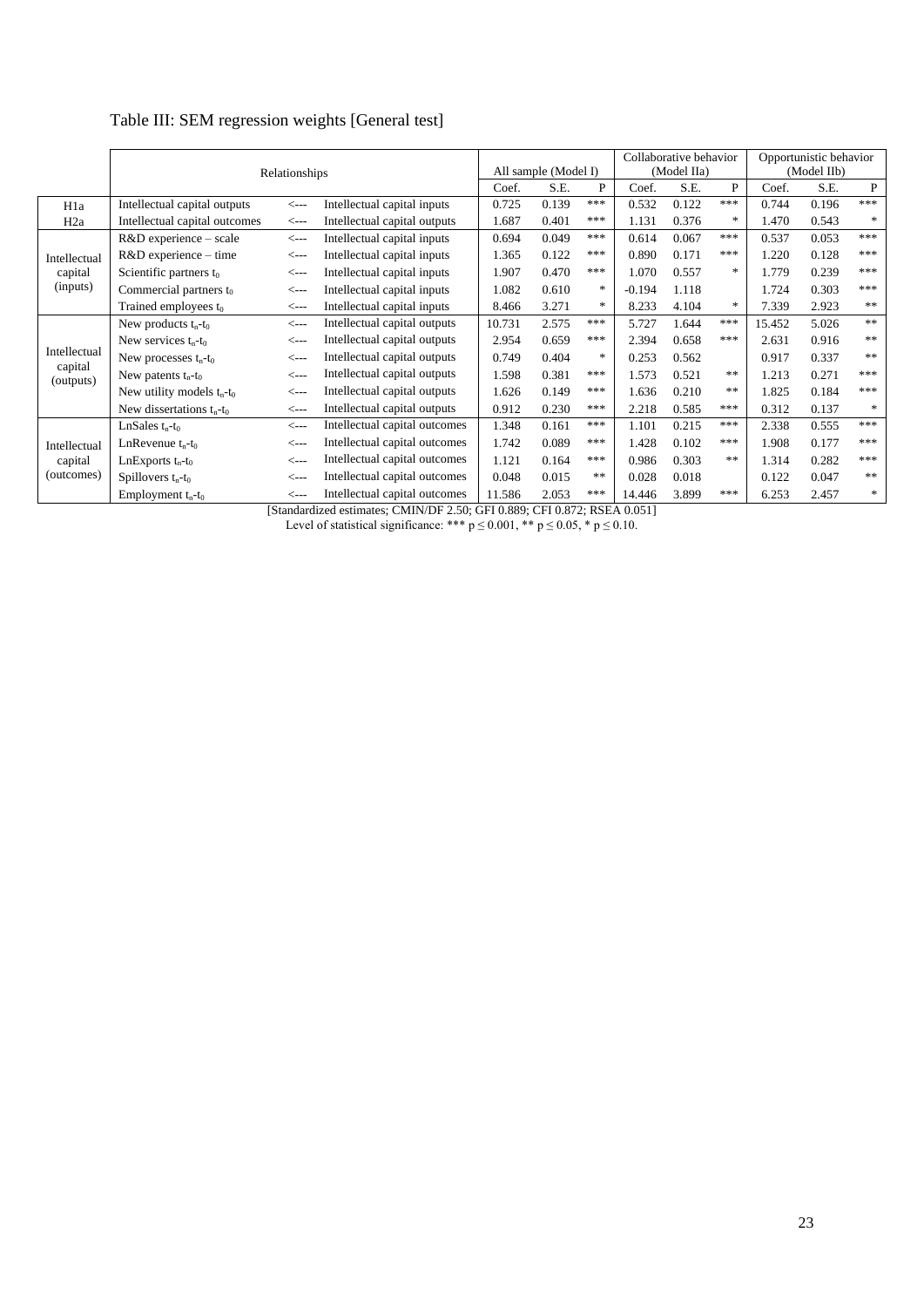Table III: SEM regression weights [General test]

| | Relationships | | | All sample (Model I) | | | Collaborative behavior (Model IIa) | | | Opportunistic behavior (Model IIb) | | |
|---|---|---|---|---|---|---|---|---|---|---|---|---|
| | | | | Coef. | S.E. | P | Coef. | S.E. | P | Coef. | S.E. | P |
| H1a | Intellectual capital outputs | <--- | Intellectual capital inputs | 0.725 | 0.139 | *** | 0.532 | 0.122 | *** | 0.744 | 0.196 | *** |
| H2a | Intellectual capital outcomes | <--- | Intellectual capital outputs | 1.687 | 0.401 | *** | 1.131 | 0.376 | * | 1.470 | 0.543 | * |
| Intellectual capital (inputs) | R&D experience – scale | <--- | Intellectual capital inputs | 0.694 | 0.049 | *** | 0.614 | 0.067 | *** | 0.537 | 0.053 | *** |
| | R&D experience – time | <--- | Intellectual capital inputs | 1.365 | 0.122 | *** | 0.890 | 0.171 | *** | 1.220 | 0.128 | *** |
| | Scientific partners $t_0$ | <--- | Intellectual capital inputs | 1.907 | 0.470 | *** | 1.070 | 0.557 | * | 1.779 | 0.239 | *** |
| | Commercial partners $t_0$ | <--- | Intellectual capital inputs | 1.082 | 0.610 | * | -0.194 | 1.118 | | 1.724 | 0.303 | *** |
| | Trained employees $t_0$ | <--- | Intellectual capital inputs | 8.466 | 3.271 | * | 8.233 | 4.104 | * | 7.339 | 2.923 | ** |
| Intellectual capital (outputs) | New products $t_n$-$t_0$ | <--- | Intellectual capital outputs | 10.731 | 2.575 | *** | 5.727 | 1.644 | *** | 15.452 | 5.026 | ** |
| | New services $t_n$-$t_0$ | <--- | Intellectual capital outputs | 2.954 | 0.659 | *** | 2.394 | 0.658 | *** | 2.631 | 0.916 | ** |
| | New processes $t_n$-$t_0$ | <--- | Intellectual capital outputs | 0.749 | 0.404 | * | 0.253 | 0.562 | | 0.917 | 0.337 | ** |
| | New patents $t_n$-$t_0$ | <--- | Intellectual capital outputs | 1.598 | 0.381 | *** | 1.573 | 0.521 | ** | 1.213 | 0.271 | *** |
| | New utility models $t_n$-$t_0$ | <--- | Intellectual capital outputs | 1.626 | 0.149 | *** | 1.636 | 0.210 | ** | 1.825 | 0.184 | *** |
| | New dissertations $t_n$-$t_0$ | <--- | Intellectual capital outputs | 0.912 | 0.230 | *** | 2.218 | 0.585 | *** | 0.312 | 0.137 | * |
| Intellectual capital (outcomes) | LnSales $t_n$-$t_0$ | <--- | Intellectual capital outcomes | 1.348 | 0.161 | *** | 1.101 | 0.215 | *** | 2.338 | 0.555 | *** |
| | LnRevenue $t_n$-$t_0$ | <--- | Intellectual capital outcomes | 1.742 | 0.089 | *** | 1.428 | 0.102 | *** | 1.908 | 0.177 | *** |
| | LnExports $t_n$-$t_0$ | <--- | Intellectual capital outcomes | 1.121 | 0.164 | *** | 0.986 | 0.303 | ** | 1.314 | 0.282 | *** |
| | Spillovers $t_n$-$t_0$ | <--- | Intellectual capital outcomes | 0.048 | 0.015 | ** | 0.028 | 0.018 | | 0.122 | 0.047 | ** |
| | Employment $t_n$-$t_0$ | <--- | Intellectual capital outcomes | 11.586 | 2.053 | *** | 14.446 | 3.899 | *** | 6.253 | 2.457 | * |

[Standardized estimates; CMIN/DF 2.50; GFI 0.889; CFI 0.872; RSEA 0.051]

Level of statistical significance: *** $p \leq 0.001$, ** $p \leq 0.05$, * $p \leq 0.10$.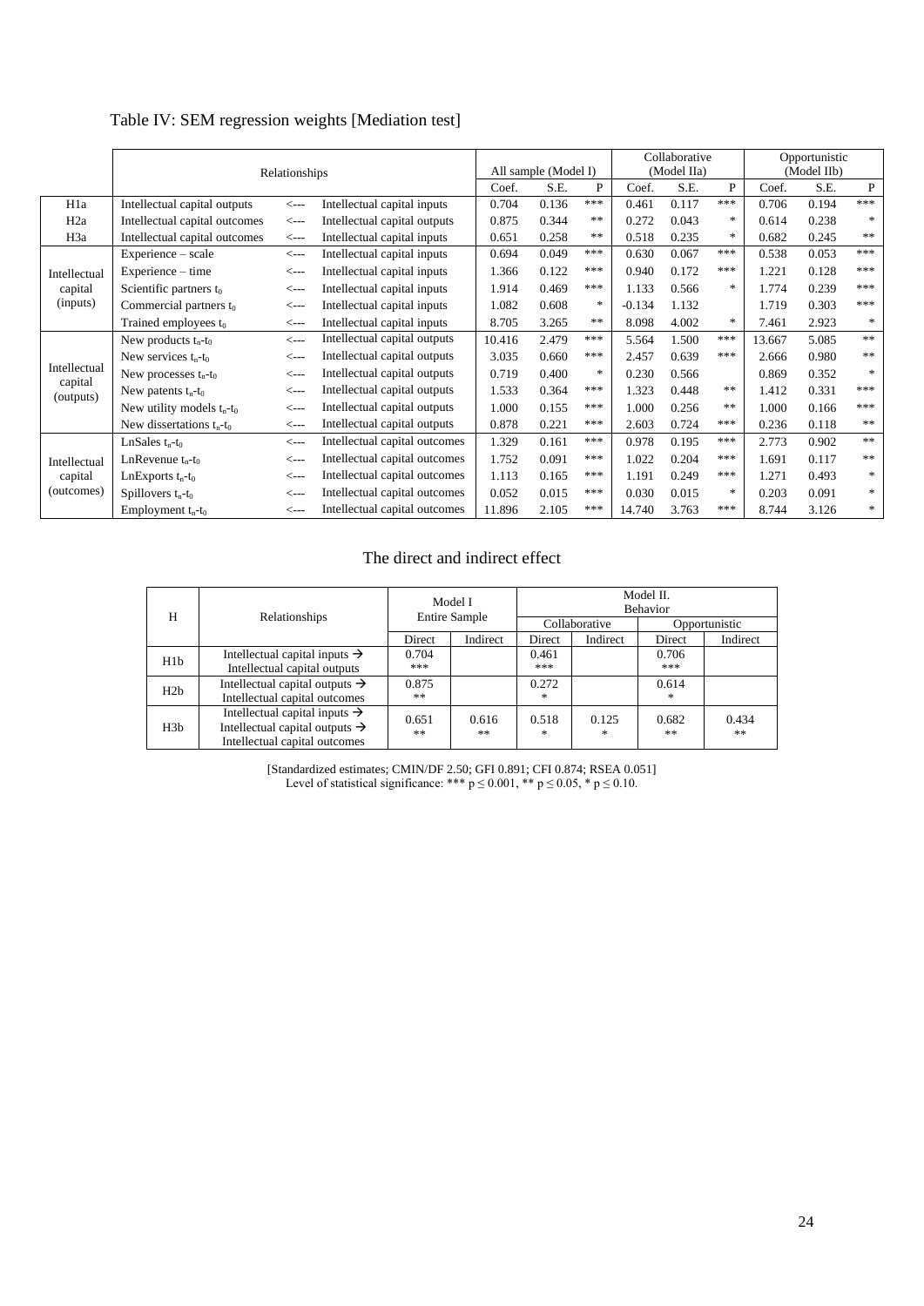# Table IV: SEM regression weights [Mediation test]

| | Relationships | | | All sample (Model I) | | | Collaborative (Model IIa) | | | Opportunistic (Model IIb) | | |
|---|---|---|---|---|---|---|---|---|---|---|---|---|
| | | | | Coef. | S.E. | P | Coef. | S.E. | P | Coef. | S.E. | P |
| H1a | Intellectual capital outputs | <--- | Intellectual capital inputs | 0.704 | 0.136 | *** | 0.461 | 0.117 | *** | 0.706 | 0.194 | *** |
| H2a | Intellectual capital outcomes | <--- | Intellectual capital outputs | 0.875 | 0.344 | ** | 0.272 | 0.043 | * | 0.614 | 0.238 | * |
| H3a | Intellectual capital outcomes | <--- | Intellectual capital inputs | 0.651 | 0.258 | ** | 0.518 | 0.235 | * | 0.682 | 0.245 | ** |
| Intellectual capital (inputs) | Experience – scale | <--- | Intellectual capital inputs | 0.694 | 0.049 | *** | 0.630 | 0.067 | *** | 0.538 | 0.053 | *** |
| | Experience – time | <--- | Intellectual capital inputs | 1.366 | 0.122 | *** | 0.940 | 0.172 | *** | 1.221 | 0.128 | *** |
| | Scientific partners $t_0$ | <--- | Intellectual capital inputs | 1.914 | 0.469 | *** | 1.133 | 0.566 | * | 1.774 | 0.239 | *** |
| | Commercial partners $t_0$ | <--- | Intellectual capital inputs | 1.082 | 0.608 | * | -0.134 | 1.132 | | 1.719 | 0.303 | *** |
| | Trained employees $t_0$ | <--- | Intellectual capital inputs | 8.705 | 3.265 | ** | 8.098 | 4.002 | * | 7.461 | 2.923 | * |
| Intellectual capital (outputs) | New products $t_n$-$t_0$ | <--- | Intellectual capital outputs | 10.416 | 2.479 | *** | 5.564 | 1.500 | *** | 13.667 | 5.085 | ** |
| | New services $t_n$-$t_0$ | <--- | Intellectual capital outputs | 3.035 | 0.660 | *** | 2.457 | 0.639 | *** | 2.666 | 0.980 | ** |
| | New processes $t_n$-$t_0$ | <--- | Intellectual capital outputs | 0.719 | 0.400 | * | 0.230 | 0.566 | | 0.869 | 0.352 | * |
| | New patents $t_n$-$t_0$ | <--- | Intellectual capital outputs | 1.533 | 0.364 | *** | 1.323 | 0.448 | ** | 1.412 | 0.331 | *** |
| | New utility models $t_n$-$t_0$ | <--- | Intellectual capital outputs | 1.000 | 0.155 | *** | 1.000 | 0.256 | ** | 1.000 | 0.166 | *** |
| | New dissertations $t_n$-$t_0$ | <--- | Intellectual capital outputs | 0.878 | 0.221 | *** | 2.603 | 0.724 | *** | 0.236 | 0.118 | ** |
| Intellectual capital (outcomes) | LnSales $t_n$-$t_0$ | <--- | Intellectual capital outcomes | 1.329 | 0.161 | *** | 0.978 | 0.195 | *** | 2.773 | 0.902 | ** |
| | LnRevenue $t_n$-$t_0$ | <--- | Intellectual capital outcomes | 1.752 | 0.091 | *** | 1.022 | 0.204 | *** | 1.691 | 0.117 | ** |
| | LnExports $t_n$-$t_0$ | <--- | Intellectual capital outcomes | 1.113 | 0.165 | *** | 1.191 | 0.249 | *** | 1.271 | 0.493 | * |
| | Spillovers $t_n$-$t_0$ | <--- | Intellectual capital outcomes | 0.052 | 0.015 | *** | 0.030 | 0.015 | * | 0.203 | 0.091 | * |
| | Employment $t_n$-$t_0$ | <--- | Intellectual capital outcomes | 11.896 | 2.105 | *** | 14.740 | 3.763 | *** | 8.744 | 3.126 | * |

## The direct and indirect effect

| H | Relationships | Model I Entire Sample | | Model II. Behavior | | | |
|---|---|---|---|---|---|---|---|
| | | | | Collaborative | | Opportunistic | |
| | | Direct | Indirect | Direct | Indirect | Direct | Indirect |
| H1b | Intellectual capital inputs → Intellectual capital outputs | 0.704 *** | | 0.461 *** | | 0.706 *** | |
| H2b | Intellectual capital outputs → Intellectual capital outcomes | 0.875 ** | | 0.272 * | | 0.614 * | |
| H3b | Intellectual capital inputs → Intellectual capital outputs → Intellectual capital outcomes | 0.651 ** | 0.616 ** | 0.518 * | 0.125 * | 0.682 ** | 0.434 ** |

[Standardized estimates; CMIN/DF 2.50; GFI 0.891; CFI 0.874; RSEA 0.051]
Level of statistical significance: *** $p \leq 0.001$, ** $p \leq 0.05$, * $p \leq 0.10$.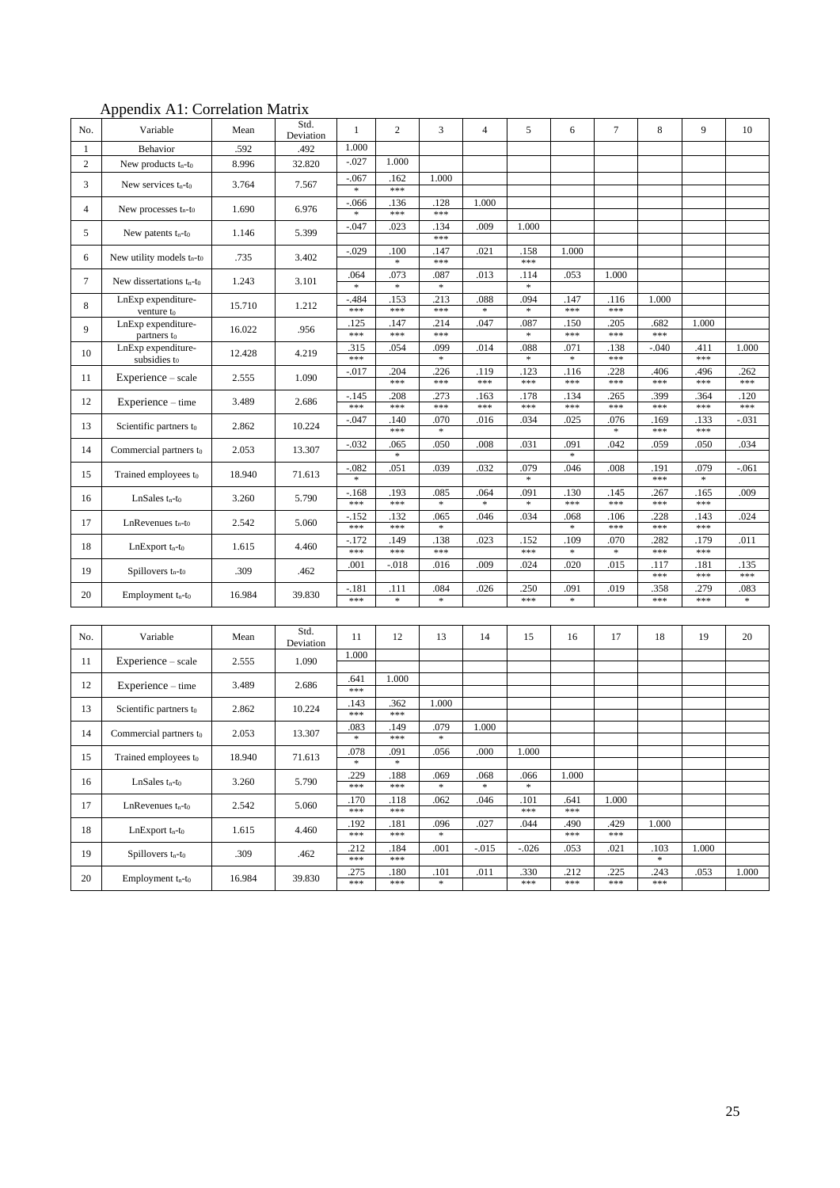## Appendix A1: Correlation Matrix

| No. | Variable | Mean | Std. Deviation | 1 | 2 | 3 | 4 | 5 | 6 | 7 | 8 | 9 | 10 |
|---|---|---|---|---|---|---|---|---|---|---|---|---|---|
| 1 | Behavior | .592 | .492 | 1.000 | | | | | | | | | |
| 2 | New products $t_n$-$t_0$ | 8.996 | 32.820 | -.027 | 1.000 | | | | | | | | |
| 3 | New services $t_n$-$t_0$ | 3.764 | 7.567 | -.067 * | .162 *** | 1.000 | | | | | | | |
| 4 | New processes $t_n$-$t_0$ | 1.690 | 6.976 | -.066 * | .136 *** | .128 *** | 1.000 | | | | | | |
| 5 | New patents $t_n$-$t_0$ | 1.146 | 5.399 | -.047 | .023 | .134 *** | .009 | 1.000 | | | | | |
| 6 | New utility models $t_n$-$t_0$ | .735 | 3.402 | -.029 | .100 * | .147 *** | .021 | .158 *** | 1.000 | | | | |
| 7 | New dissertations $t_n$-$t_0$ | 1.243 | 3.101 | .064 * | .073 * | .087 * | .013 | .114 * | .053 | 1.000 | | | |
| 8 | LnExp expenditure-venture $t_0$ | 15.710 | 1.212 | -.484 *** | .153 *** | .213 *** | .088 * | .094 * | .147 *** | .116 *** | 1.000 | | |
| 9 | LnExp expenditure-partners $t_0$ | 16.022 | .956 | .125 *** | .147 *** | .214 *** | .047 | .087 * | .150 *** | .205 *** | .682 *** | 1.000 | |
| 10 | LnExp expenditure-subsidies $t_0$ | 12.428 | 4.219 | .315 *** | .054 | .099 * | .014 | .088 * | .071 * | .138 *** | -.040 | .411 *** | 1.000 |
| 11 | Experience – scale | 2.555 | 1.090 | -.017 | .204 *** | .226 *** | .119 *** | .123 *** | .116 *** | .228 *** | .406 *** | .496 *** | .262 *** |
| 12 | Experience – time | 3.489 | 2.686 | -.145 *** | .208 *** | .273 *** | .163 *** | .178 *** | .134 *** | .265 *** | .399 *** | .364 *** | .120 *** |
| 13 | Scientific partners $t_0$ | 2.862 | 10.224 | -.047 | .140 *** | .070 * | .016 | .034 | .025 | .076 * | .169 *** | .133 *** | -.031 |
| 14 | Commercial partners $t_0$ | 2.053 | 13.307 | -.032 | .065 * | .050 | .008 | .031 | .091 * | .042 | .059 | .050 | .034 |
| 15 | Trained employees $t_0$ | 18.940 | 71.613 | -.082 * | .051 | .039 | .032 | .079 * | .046 | .008 | .191 *** | .079 * | -.061 |
| 16 | LnSales $t_n$-$t_0$ | 3.260 | 5.790 | -.168 *** | .193 *** | .085 * | .064 * | .091 * | .130 *** | .145 *** | .267 *** | .165 *** | .009 |
| 17 | LnRevenues $t_n$-$t_0$ | 2.542 | 5.060 | -.152 *** | .132 *** | .065 * | .046 | .034 | .068 * | .106 *** | .228 *** | .143 *** | .024 |
| 18 | LnExport $t_n$-$t_0$ | 1.615 | 4.460 | -.172 *** | .149 *** | .138 *** | .023 | .152 *** | .109 * | .070 * | .282 *** | .179 *** | .011 |
| 19 | Spillovers $t_n$-$t_0$ | .309 | .462 | .001 | -.018 | .016 | .009 | .024 | .020 | .015 | .117 *** | .181 *** | .135 *** |
| 20 | Employment $t_n$-$t_0$ | 16.984 | 39.830 | -.181 *** | .111 * | .084 * | .026 | .250 *** | .091 * | .019 | .358 *** | .279 *** | .083 * |

| No. | Variable | Mean | Std. Deviation | 11 | 12 | 13 | 14 | 15 | 16 | 17 | 18 | 19 | 20 |
|---|---|---|---|---|---|---|---|---|---|---|---|---|---|
| 11 | Experience – scale | 2.555 | 1.090 | 1.000 | | | | | | | | | |
| 12 | Experience – time | 3.489 | 2.686 | .641 *** | 1.000 | | | | | | | | |
| 13 | Scientific partners $t_0$ | 2.862 | 10.224 | .143 *** | .362 *** | 1.000 | | | | | | | |
| 14 | Commercial partners $t_0$ | 2.053 | 13.307 | .083 * | .149 *** | .079 * | 1.000 | | | | | | |
| 15 | Trained employees $t_0$ | 18.940 | 71.613 | .078 * | .091 * | .056 | .000 | 1.000 | | | | | |
| 16 | LnSales $t_n$-$t_0$ | 3.260 | 5.790 | .229 *** | .188 *** | .069 * | .068 * | .066 * | 1.000 | | | | |
| 17 | LnRevenues $t_n$-$t_0$ | 2.542 | 5.060 | .170 *** | .118 *** | .062 | .046 | .101 *** | .641 *** | 1.000 | | | |
| 18 | LnExport $t_n$-$t_0$ | 1.615 | 4.460 | .192 *** | .181 *** | .096 * | .027 | .044 | .490 *** | .429 *** | 1.000 | | |
| 19 | Spillovers $t_n$-$t_0$ | .309 | .462 | .212 *** | .184 *** | .001 | -.015 | -.026 | .053 | .021 | .103 * | 1.000 | |
| 20 | Employment $t_n$-$t_0$ | 16.984 | 39.830 | .275 *** | .180 *** | .101 * | .011 | .330 *** | .212 *** | .225 *** | .243 *** | .053 | 1.000 |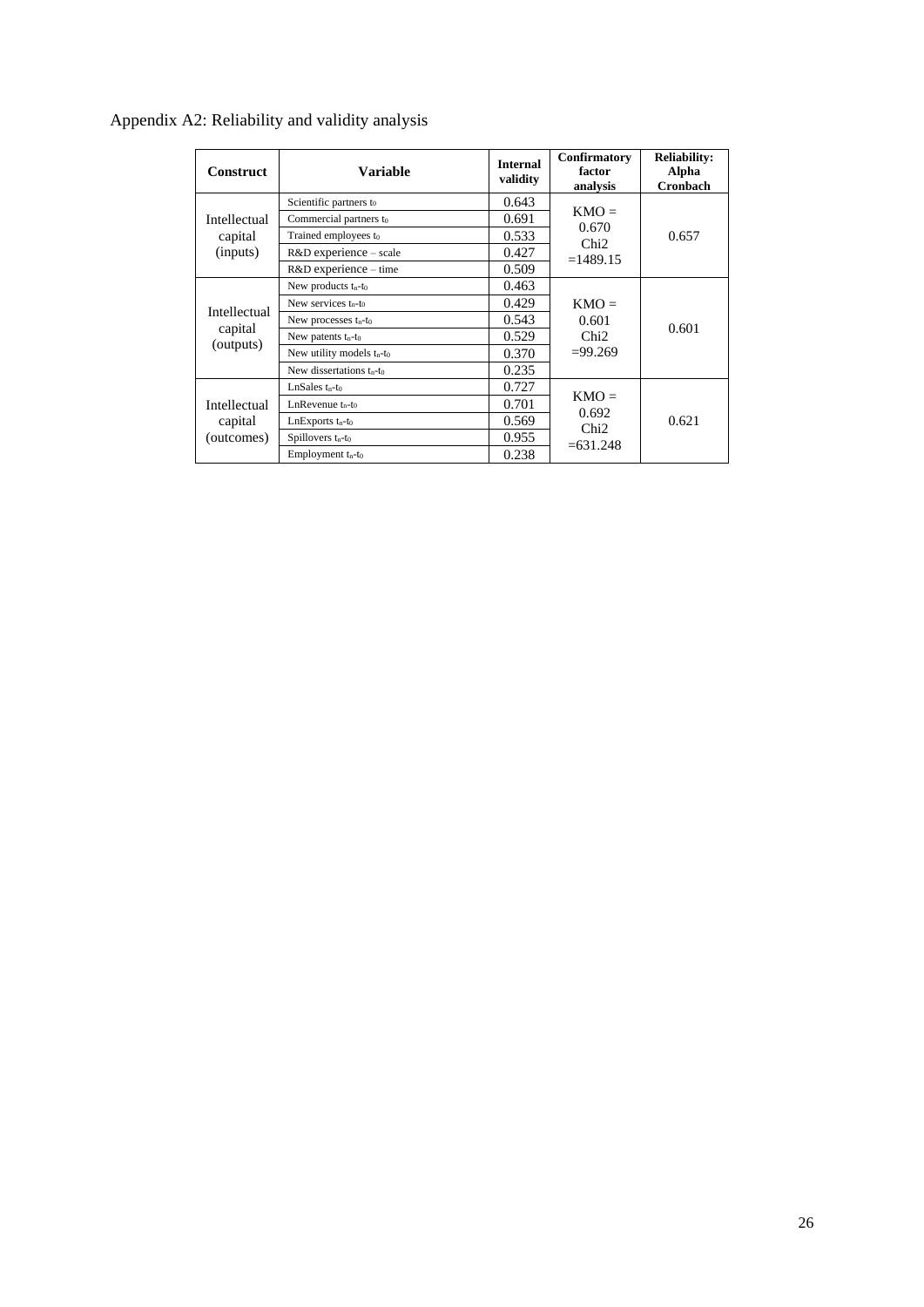Appendix A2: Reliability and validity analysis

| Construct | Variable | Internal validity | Confirmatory factor analysis | Reliability: Alpha Cronbach |
|---|---|---|---|---|
| Intellectual capital (inputs) | Scientific partners $t_0$ | 0.643 | KMO = 0.670 Chi2 =1489.15 | 0.657 |
| | Commercial partners $t_0$ | 0.691 | | |
| | Trained employees $t_0$ | 0.533 | | |
| | R&D experience – scale | 0.427 | | |
| | R&D experience – time | 0.509 | | |
| Intellectual capital (outputs) | New products $t_n$-$t_0$ | 0.463 | KMO = 0.601 Chi2 =99.269 | 0.601 |
| | New services $t_n$-$t_0$ | 0.429 | | |
| | New processes $t_n$-$t_0$ | 0.543 | | |
| | New patents $t_n$-$t_0$ | 0.529 | | |
| | New utility models $t_n$-$t_0$ | 0.370 | | |
| | New dissertations $t_n$-$t_0$ | 0.235 | | |
| Intellectual capital (outcomes) | LnSales $t_n$-$t_0$ | 0.727 | KMO = 0.692 Chi2 =631.248 | 0.621 |
| | LnRevenue $t_n$-$t_0$ | 0.701 | | |
| | LnExports $t_n$-$t_0$ | 0.569 | | |
| | Spillovers $t_n$-$t_0$ | 0.955 | | |
| | Employment $t_n$-$t_0$ | 0.238 | | |